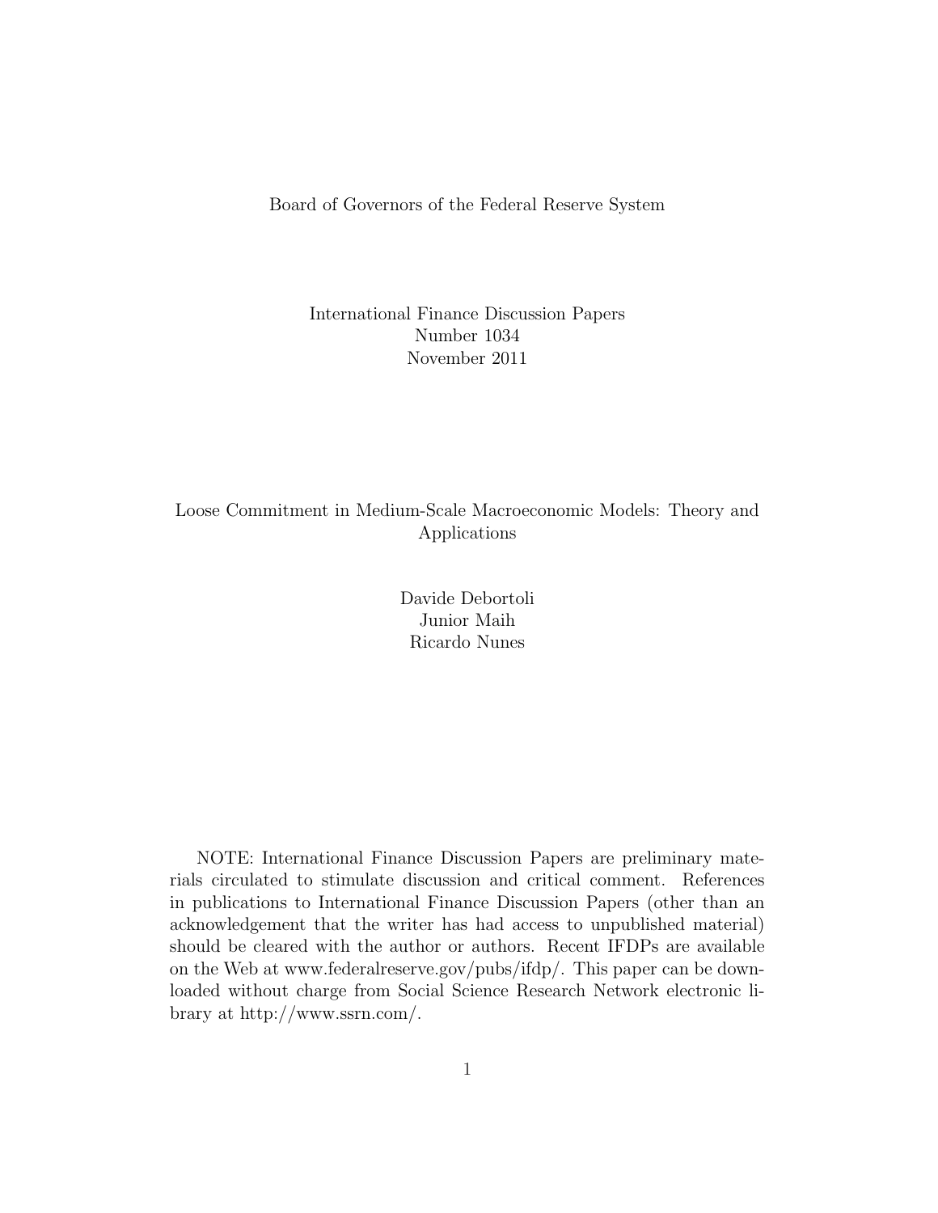Board of Governors of the Federal Reserve System

International Finance Discussion Papers
Number 1034
November 2011

# Loose Commitment in Medium-Scale Macroeconomic Models: Theory and Applications

Davide Debortoli
Junior Maih
Ricardo Nunes

NOTE: International Finance Discussion Papers are preliminary materials circulated to stimulate discussion and critical comment. References in publications to International Finance Discussion Papers (other than an acknowledgement that the writer has had access to unpublished material) should be cleared with the author or authors. Recent IFDPs are available on the Web at www.federalreserve.gov/pubs/ifdp/. This paper can be downloaded without charge from Social Science Research Network electronic library at http://www.ssrn.com/.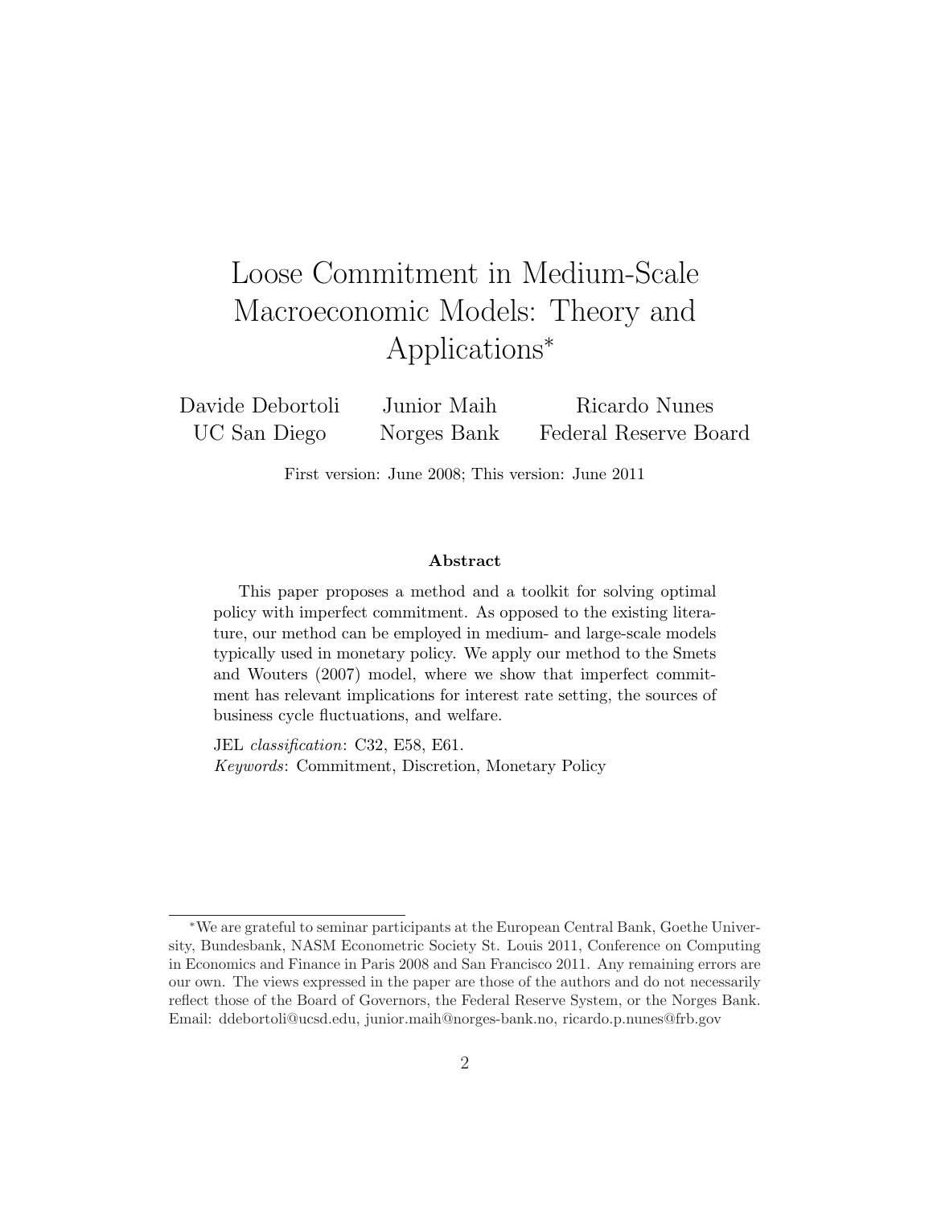# Loose Commitment in Medium-Scale Macroeconomic Models: Theory and Applications*

Davide Debortoli — UC San Diego

Junior Maih — Norges Bank

Ricardo Nunes — Federal Reserve Board

First version: June 2008; This version: June 2011

### Abstract

This paper proposes a method and a toolkit for solving optimal policy with imperfect commitment. As opposed to the existing literature, our method can be employed in medium- and large-scale models typically used in monetary policy. We apply our method to the Smets and Wouters (2007) model, where we show that imperfect commitment has relevant implications for interest rate setting, the sources of business cycle fluctuations, and welfare.

JEL *classification*: C32, E58, E61.

*Keywords*: Commitment, Discretion, Monetary Policy

---

*We are grateful to seminar participants at the European Central Bank, Goethe University, Bundesbank, NASM Econometric Society St. Louis 2011, Conference on Computing in Economics and Finance in Paris 2008 and San Francisco 2011. Any remaining errors are our own. The views expressed in the paper are those of the authors and do not necessarily reflect those of the Board of Governors, the Federal Reserve System, or the Norges Bank. Email: ddebortoli@ucsd.edu, junior.maih@norges-bank.no, ricardo.p.nunes@frb.gov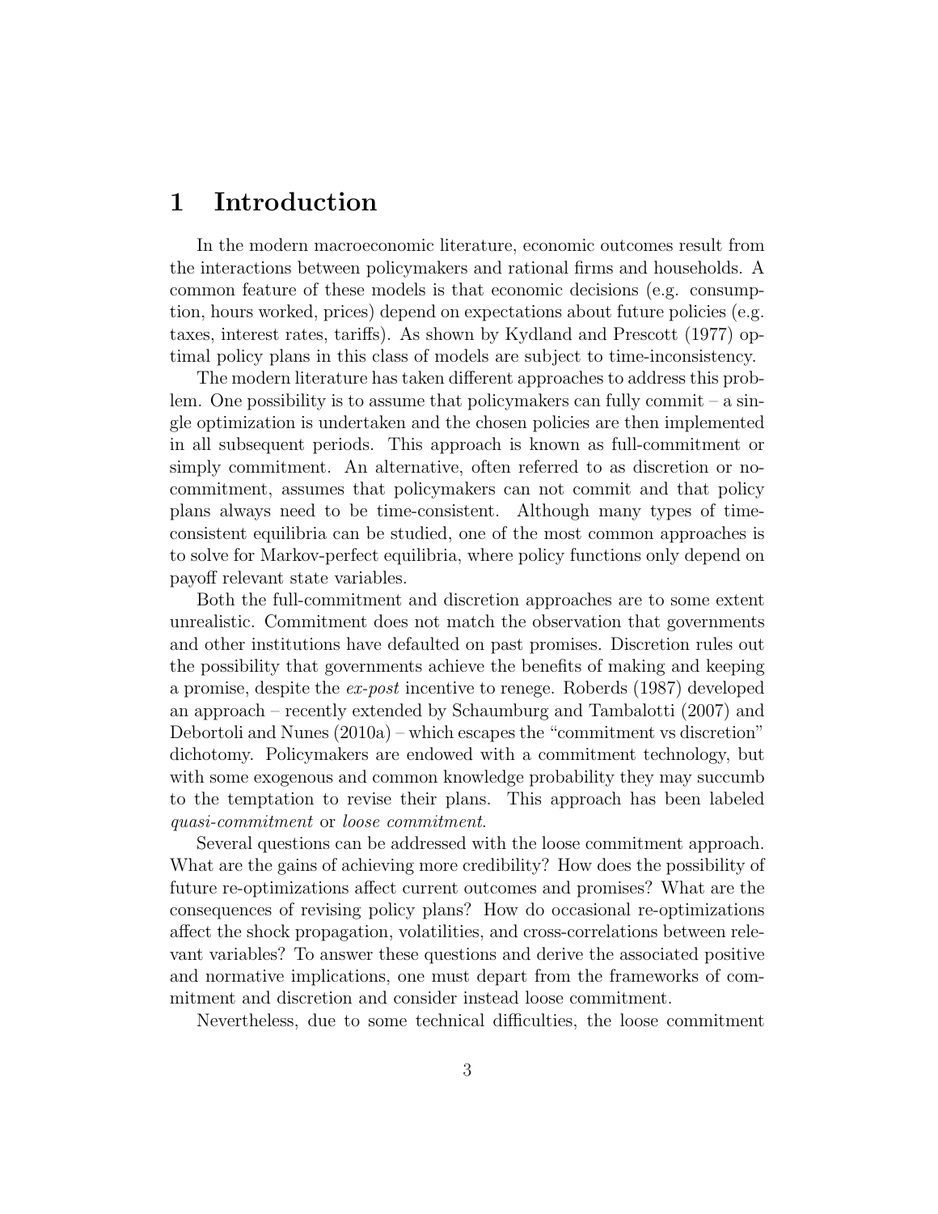# 1 Introduction

In the modern macroeconomic literature, economic outcomes result from the interactions between policymakers and rational firms and households. A common feature of these models is that economic decisions (e.g. consumption, hours worked, prices) depend on expectations about future policies (e.g. taxes, interest rates, tariffs). As shown by Kydland and Prescott (1977) optimal policy plans in this class of models are subject to time-inconsistency.

The modern literature has taken different approaches to address this problem. One possibility is to assume that policymakers can fully commit – a single optimization is undertaken and the chosen policies are then implemented in all subsequent periods. This approach is known as full-commitment or simply commitment. An alternative, often referred to as discretion or no-commitment, assumes that policymakers can not commit and that policy plans always need to be time-consistent. Although many types of time-consistent equilibria can be studied, one of the most common approaches is to solve for Markov-perfect equilibria, where policy functions only depend on payoff relevant state variables.

Both the full-commitment and discretion approaches are to some extent unrealistic. Commitment does not match the observation that governments and other institutions have defaulted on past promises. Discretion rules out the possibility that governments achieve the benefits of making and keeping a promise, despite the *ex-post* incentive to renege. Roberds (1987) developed an approach – recently extended by Schaumburg and Tambalotti (2007) and Debortoli and Nunes (2010a) – which escapes the "commitment vs discretion" dichotomy. Policymakers are endowed with a commitment technology, but with some exogenous and common knowledge probability they may succumb to the temptation to revise their plans. This approach has been labeled *quasi-commitment* or *loose commitment*.

Several questions can be addressed with the loose commitment approach. What are the gains of achieving more credibility? How does the possibility of future re-optimizations affect current outcomes and promises? What are the consequences of revising policy plans? How do occasional re-optimizations affect the shock propagation, volatilities, and cross-correlations between relevant variables? To answer these questions and derive the associated positive and normative implications, one must depart from the frameworks of commitment and discretion and consider instead loose commitment.

Nevertheless, due to some technical difficulties, the loose commitment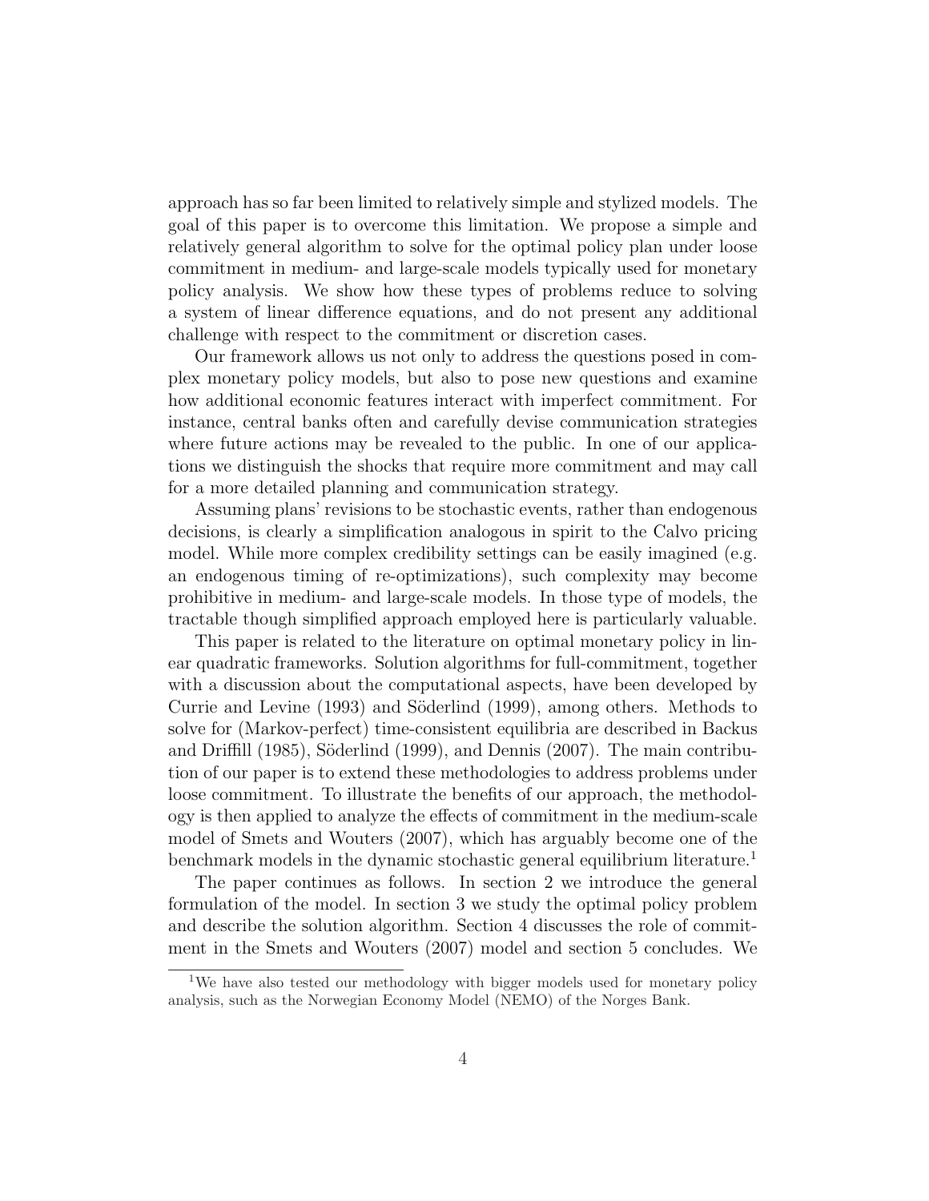approach has so far been limited to relatively simple and stylized models. The goal of this paper is to overcome this limitation. We propose a simple and relatively general algorithm to solve for the optimal policy plan under loose commitment in medium- and large-scale models typically used for monetary policy analysis. We show how these types of problems reduce to solving a system of linear difference equations, and do not present any additional challenge with respect to the commitment or discretion cases.

Our framework allows us not only to address the questions posed in complex monetary policy models, but also to pose new questions and examine how additional economic features interact with imperfect commitment. For instance, central banks often and carefully devise communication strategies where future actions may be revealed to the public. In one of our applications we distinguish the shocks that require more commitment and may call for a more detailed planning and communication strategy.

Assuming plans' revisions to be stochastic events, rather than endogenous decisions, is clearly a simplification analogous in spirit to the Calvo pricing model. While more complex credibility settings can be easily imagined (e.g. an endogenous timing of re-optimizations), such complexity may become prohibitive in medium- and large-scale models. In those type of models, the tractable though simplified approach employed here is particularly valuable.

This paper is related to the literature on optimal monetary policy in linear quadratic frameworks. Solution algorithms for full-commitment, together with a discussion about the computational aspects, have been developed by Currie and Levine (1993) and Söderlind (1999), among others. Methods to solve for (Markov-perfect) time-consistent equilibria are described in Backus and Driffill (1985), Söderlind (1999), and Dennis (2007). The main contribution of our paper is to extend these methodologies to address problems under loose commitment. To illustrate the benefits of our approach, the methodology is then applied to analyze the effects of commitment in the medium-scale model of Smets and Wouters (2007), which has arguably become one of the benchmark models in the dynamic stochastic general equilibrium literature.[1]

The paper continues as follows. In section 2 we introduce the general formulation of the model. In section 3 we study the optimal policy problem and describe the solution algorithm. Section 4 discusses the role of commitment in the Smets and Wouters (2007) model and section 5 concludes. We

[1] We have also tested our methodology with bigger models used for monetary policy analysis, such as the Norwegian Economy Model (NEMO) of the Norges Bank.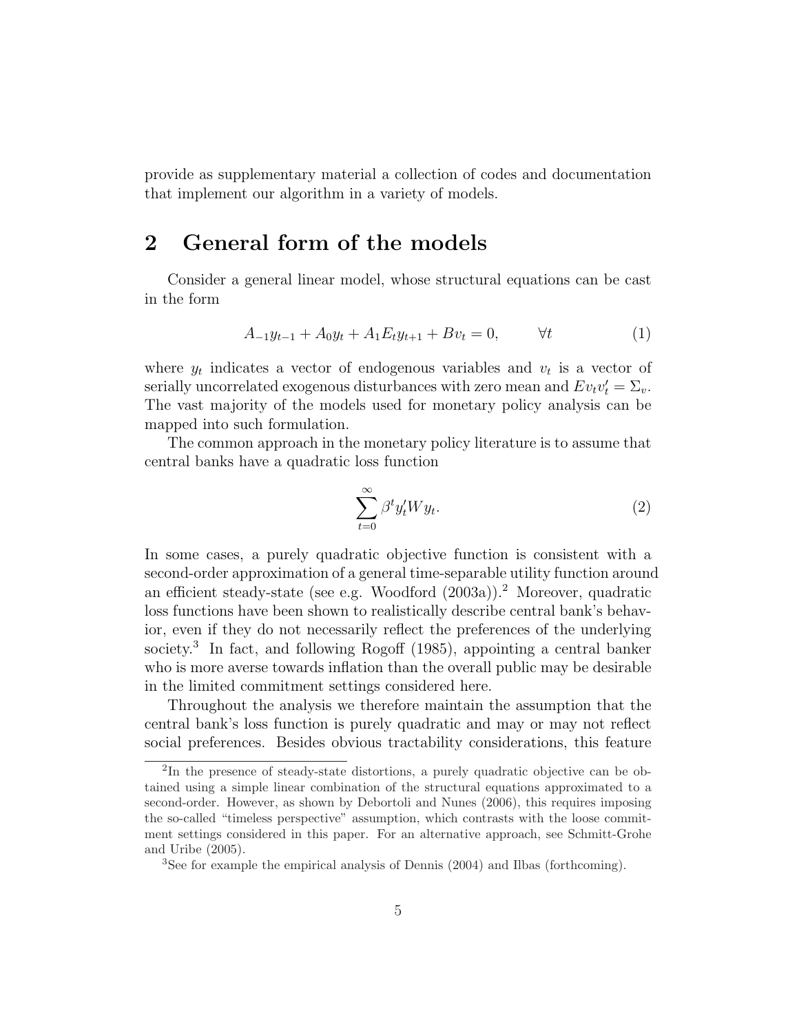provide as supplementary material a collection of codes and documentation that implement our algorithm in a variety of models.

## 2 General form of the models

Consider a general linear model, whose structural equations can be cast in the form

$$A_{-1}y_{t-1} + A_0 y_t + A_1 E_t y_{t+1} + Bv_t = 0, \qquad \forall t \tag{1}$$

where $y_t$ indicates a vector of endogenous variables and $v_t$ is a vector of serially uncorrelated exogenous disturbances with zero mean and $Ev_t v_t' = \Sigma_v$. The vast majority of the models used for monetary policy analysis can be mapped into such formulation.

The common approach in the monetary policy literature is to assume that central banks have a quadratic loss function

$$\sum_{t=0}^{\infty} \beta^t y_t' W y_t. \tag{2}$$

In some cases, a purely quadratic objective function is consistent with a second-order approximation of a general time-separable utility function around an efficient steady-state (see e.g. Woodford (2003a)).[2] Moreover, quadratic loss functions have been shown to realistically describe central bank's behavior, even if they do not necessarily reflect the preferences of the underlying society.[3] In fact, and following Rogoff (1985), appointing a central banker who is more averse towards inflation than the overall public may be desirable in the limited commitment settings considered here.

Throughout the analysis we therefore maintain the assumption that the central bank's loss function is purely quadratic and may or may not reflect social preferences. Besides obvious tractability considerations, this feature

[2] In the presence of steady-state distortions, a purely quadratic objective can be obtained using a simple linear combination of the structural equations approximated to a second-order. However, as shown by Debortoli and Nunes (2006), this requires imposing the so-called "timeless perspective" assumption, which contrasts with the loose commitment settings considered in this paper. For an alternative approach, see Schmitt-Grohe and Uribe (2005).

[3] See for example the empirical analysis of Dennis (2004) and Ilbas (forthcoming).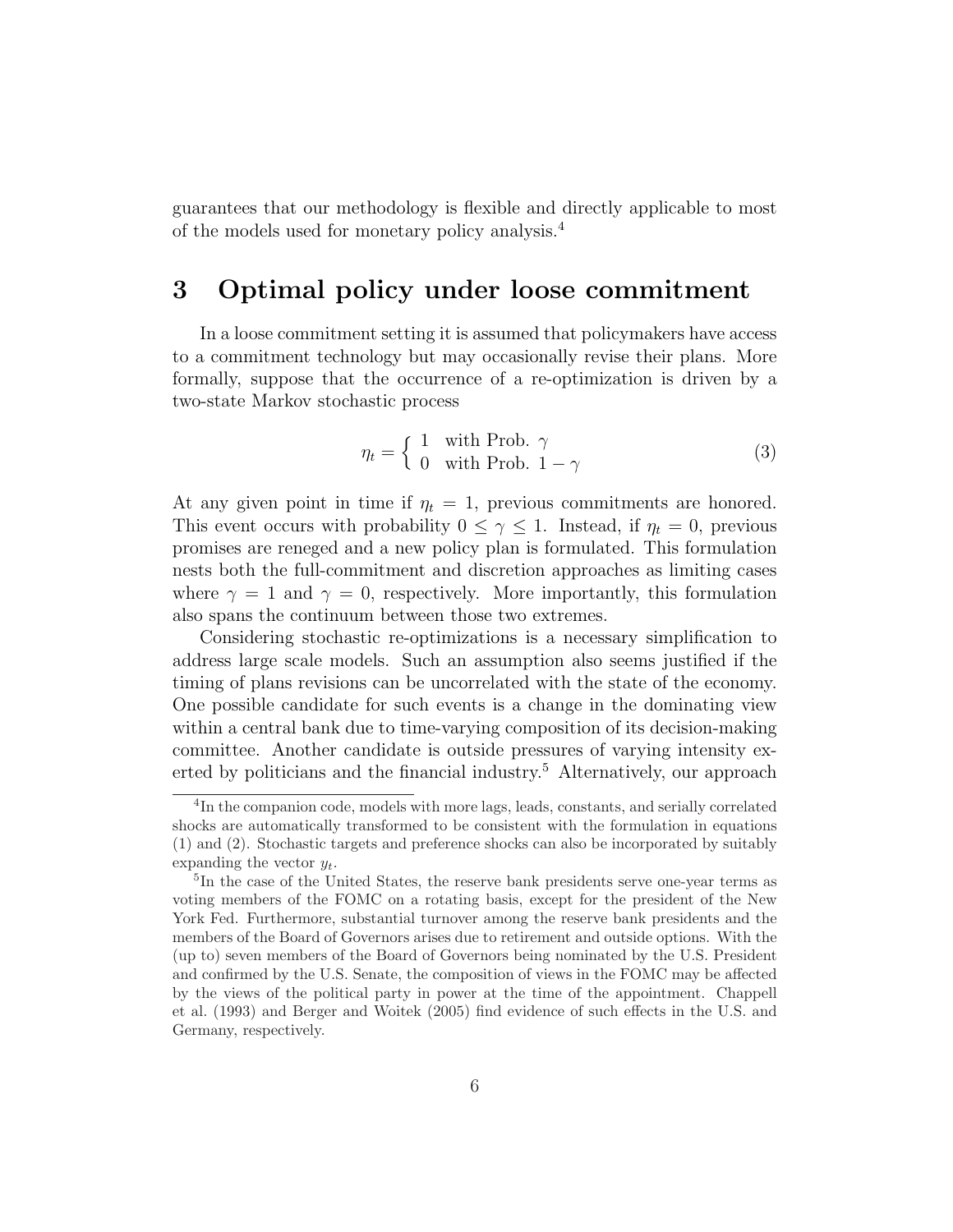guarantees that our methodology is flexible and directly applicable to most of the models used for monetary policy analysis.[4]

# 3 Optimal policy under loose commitment

In a loose commitment setting it is assumed that policymakers have access to a commitment technology but may occasionally revise their plans. More formally, suppose that the occurrence of a re-optimization is driven by a two-state Markov stochastic process

$$\eta_t = \begin{cases} 1 & \text{with Prob. } \gamma \\ 0 & \text{with Prob. } 1-\gamma \end{cases} \tag{3}$$

At any given point in time if $\eta_t = 1$, previous commitments are honored. This event occurs with probability $0 \leq \gamma \leq 1$. Instead, if $\eta_t = 0$, previous promises are reneged and a new policy plan is formulated. This formulation nests both the full-commitment and discretion approaches as limiting cases where $\gamma = 1$ and $\gamma = 0$, respectively. More importantly, this formulation also spans the continuum between those two extremes.

Considering stochastic re-optimizations is a necessary simplification to address large scale models. Such an assumption also seems justified if the timing of plans revisions can be uncorrelated with the state of the economy. One possible candidate for such events is a change in the dominating view within a central bank due to time-varying composition of its decision-making committee. Another candidate is outside pressures of varying intensity exerted by politicians and the financial industry.[5] Alternatively, our approach

---

[4] In the companion code, models with more lags, leads, constants, and serially correlated shocks are automatically transformed to be consistent with the formulation in equations (1) and (2). Stochastic targets and preference shocks can also be incorporated by suitably expanding the vector $y_t$.

[5] In the case of the United States, the reserve bank presidents serve one-year terms as voting members of the FOMC on a rotating basis, except for the president of the New York Fed. Furthermore, substantial turnover among the reserve bank presidents and the members of the Board of Governors arises due to retirement and outside options. With the (up to) seven members of the Board of Governors being nominated by the U.S. President and confirmed by the U.S. Senate, the composition of views in the FOMC may be affected by the views of the political party in power at the time of the appointment. Chappell et al. (1993) and Berger and Woitek (2005) find evidence of such effects in the U.S. and Germany, respectively.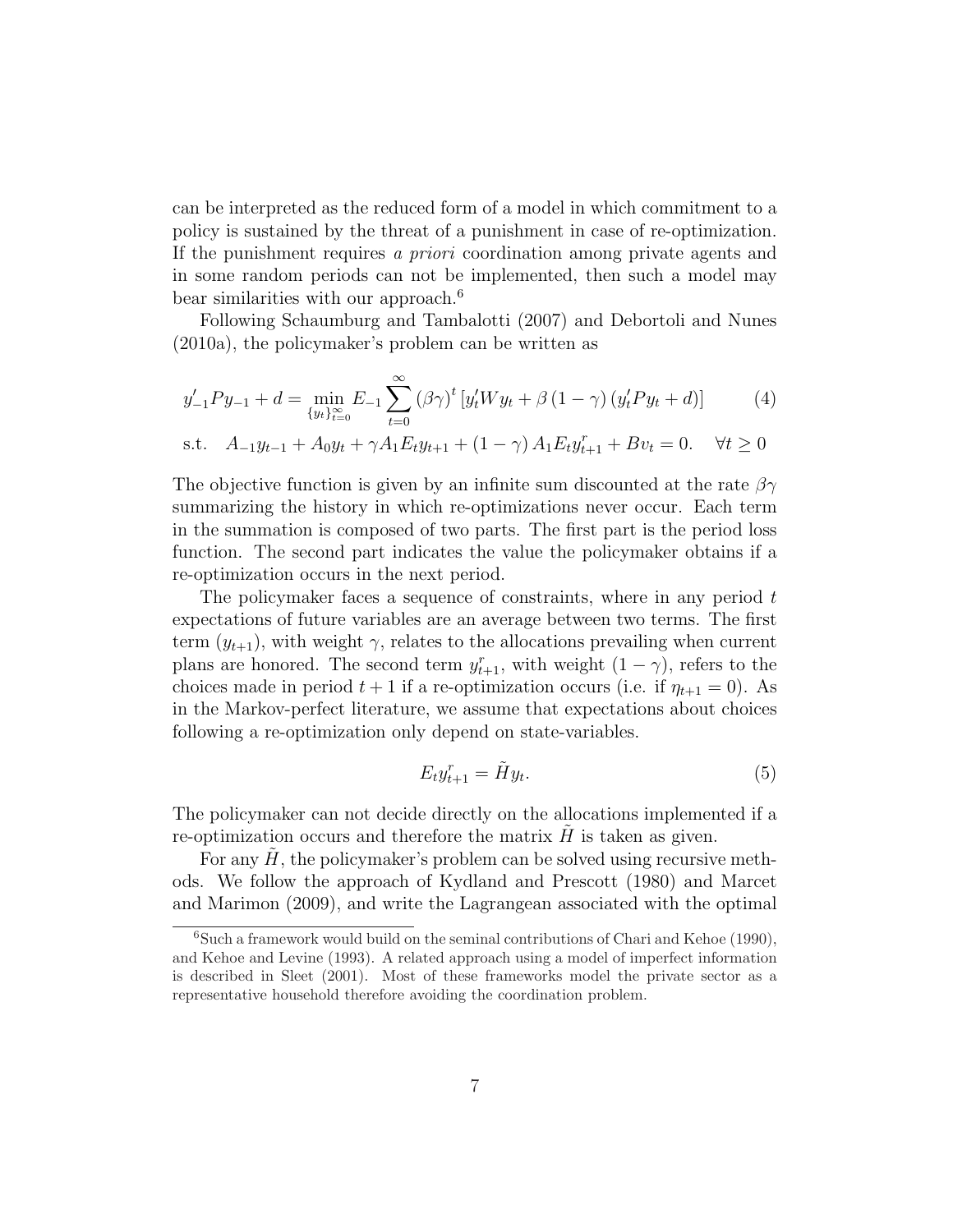can be interpreted as the reduced form of a model in which commitment to a policy is sustained by the threat of a punishment in case of re-optimization. If the punishment requires *a priori* coordination among private agents and in some random periods can not be implemented, then such a model may bear similarities with our approach.[6]

Following Schaumburg and Tambalotti (2007) and Debortoli and Nunes (2010a), the policymaker's problem can be written as

$$y_{-1}' P y_{-1} + d = \min_{\{y_t\}_{t=0}^{\infty}} E_{-1} \sum_{t=0}^{\infty} (\beta\gamma)^t \left[ y_t' W y_t + \beta (1-\gamma) (y_t' P y_t + d) \right] \tag{4}$$

$$\text{s.t.} \quad A_{-1} y_{t-1} + A_0 y_t + \gamma A_1 E_t y_{t+1} + (1-\gamma) A_1 E_t y_{t+1}^r + B v_t = 0. \quad \forall t \geq 0$$

The objective function is given by an infinite sum discounted at the rate $\beta\gamma$ summarizing the history in which re-optimizations never occur. Each term in the summation is composed of two parts. The first part is the period loss function. The second part indicates the value the policymaker obtains if a re-optimization occurs in the next period.

The policymaker faces a sequence of constraints, where in any period $t$ expectations of future variables are an average between two terms. The first term ($y_{t+1}$), with weight $\gamma$, relates to the allocations prevailing when current plans are honored. The second term $y_{t+1}^r$, with weight $(1-\gamma)$, refers to the choices made in period $t+1$ if a re-optimization occurs (i.e. if $\eta_{t+1} = 0$). As in the Markov-perfect literature, we assume that expectations about choices following a re-optimization only depend on state-variables.

$$E_t y_{t+1}^r = \tilde{H} y_t. \tag{5}$$

The policymaker can not decide directly on the allocations implemented if a re-optimization occurs and therefore the matrix $\tilde{H}$ is taken as given.

For any $\tilde{H}$, the policymaker's problem can be solved using recursive methods. We follow the approach of Kydland and Prescott (1980) and Marcet and Marimon (2009), and write the Lagrangean associated with the optimal

[6] Such a framework would build on the seminal contributions of Chari and Kehoe (1990), and Kehoe and Levine (1993). A related approach using a model of imperfect information is described in Sleet (2001). Most of these frameworks model the private sector as a representative household therefore avoiding the coordination problem.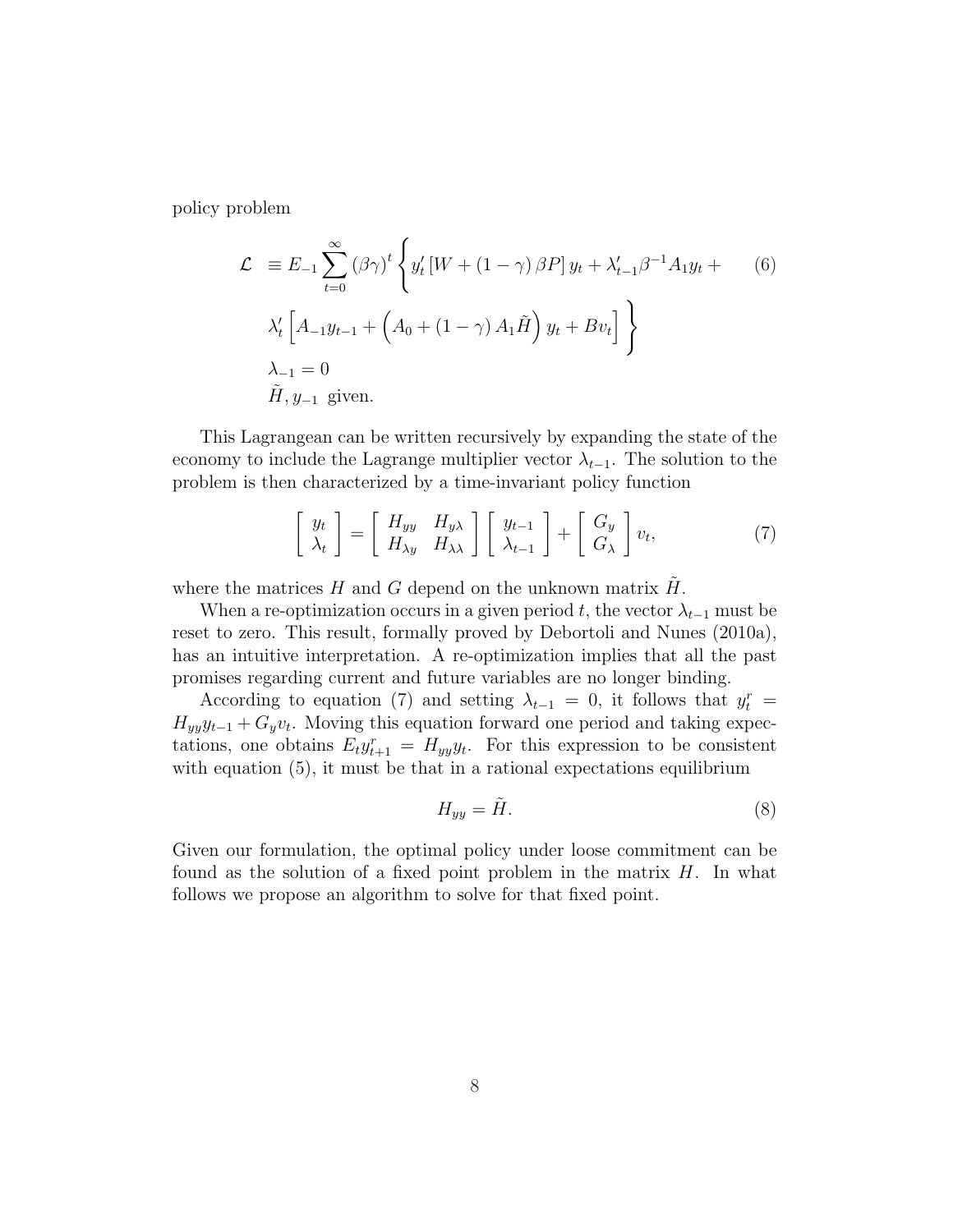policy problem

$$
\begin{aligned}
\mathcal{L} \;\; & \equiv E_{-1} \sum_{t=0}^{\infty} (\beta\gamma)^t \Bigg\{ y_t' \left[ W + (1-\gamma)\beta P \right] y_t + \lambda_{t-1}' \beta^{-1} A_1 y_t + \qquad (6) \\
& \lambda_t' \left[ A_{-1} y_{t-1} + \left( A_0 + (1-\gamma) A_1 \tilde{H} \right) y_t + B v_t \right] \Bigg\} \\
& \lambda_{-1} = 0 \\
& \tilde{H}, y_{-1} \text{ given.}
\end{aligned}
$$

This Lagrangean can be written recursively by expanding the state of the economy to include the Lagrange multiplier vector $\lambda_{t-1}$. The solution to the problem is then characterized by a time-invariant policy function

$$
\begin{bmatrix} y_t \\ \lambda_t \end{bmatrix} = \begin{bmatrix} H_{yy} & H_{y\lambda} \\ H_{\lambda y} & H_{\lambda\lambda} \end{bmatrix} \begin{bmatrix} y_{t-1} \\ \lambda_{t-1} \end{bmatrix} + \begin{bmatrix} G_y \\ G_\lambda \end{bmatrix} v_t, \qquad (7)
$$

where the matrices $H$ and $G$ depend on the unknown matrix $\tilde{H}$.

When a re-optimization occurs in a given period $t$, the vector $\lambda_{t-1}$ must be reset to zero. This result, formally proved by Debortoli and Nunes (2010a), has an intuitive interpretation. A re-optimization implies that all the past promises regarding current and future variables are no longer binding.

According to equation (7) and setting $\lambda_{t-1} = 0$, it follows that $y_t^r = H_{yy} y_{t-1} + G_y v_t$. Moving this equation forward one period and taking expectations, one obtains $E_t y_{t+1}^r = H_{yy} y_t$. For this expression to be consistent with equation (5), it must be that in a rational expectations equilibrium

$$
H_{yy} = \tilde{H}. \qquad (8)
$$

Given our formulation, the optimal policy under loose commitment can be found as the solution of a fixed point problem in the matrix $H$. In what follows we propose an algorithm to solve for that fixed point.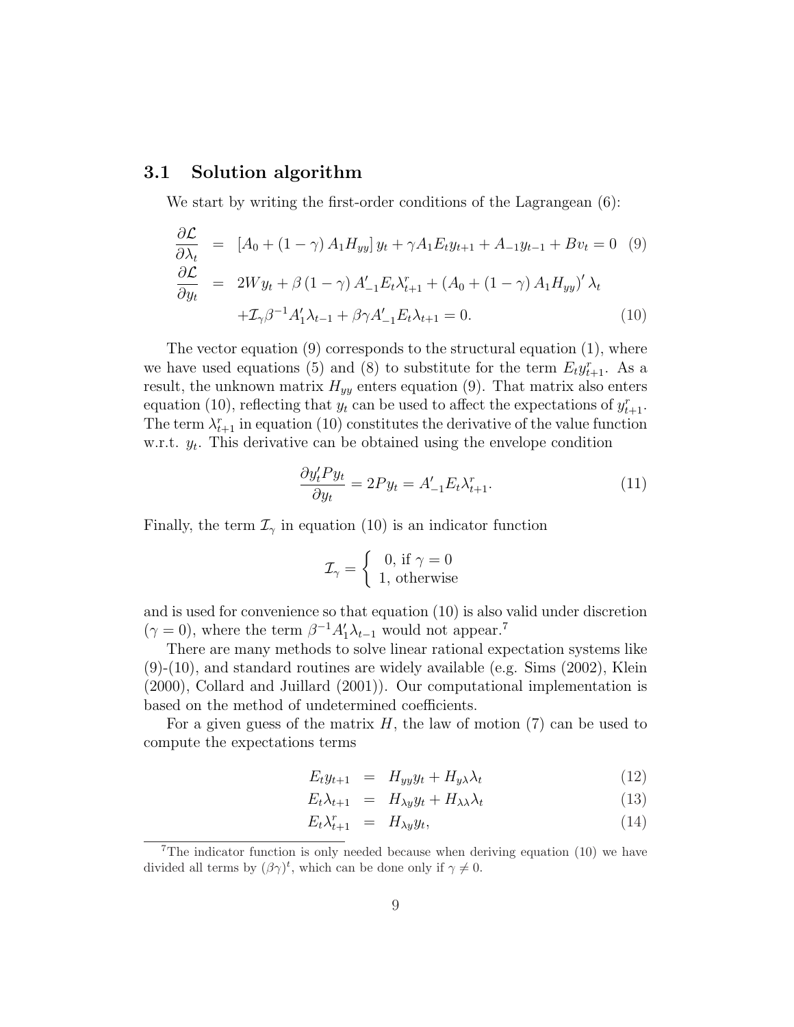### 3.1 Solution algorithm

We start by writing the first-order conditions of the Lagrangean (6):

$$
\begin{aligned}
\frac{\partial \mathcal{L}}{\partial \lambda_t} &= \left[A_0 + (1-\gamma) A_1 H_{yy}\right] y_t + \gamma A_1 E_t y_{t+1} + A_{-1} y_{t-1} + B v_t = 0 \quad (9) \\
\frac{\partial \mathcal{L}}{\partial y_t} &= 2W y_t + \beta (1-\gamma) A'_{-1} E_t \lambda^r_{t+1} + \left(A_0 + (1-\gamma) A_1 H_{yy}\right)' \lambda_t \\
&\quad + \mathcal{I}_\gamma \beta^{-1} A'_1 \lambda_{t-1} + \beta \gamma A'_{-1} E_t \lambda_{t+1} = 0. \quad (10)
\end{aligned}
$$

The vector equation (9) corresponds to the structural equation (1), where we have used equations (5) and (8) to substitute for the term $E_t y^r_{t+1}$. As a result, the unknown matrix $H_{yy}$ enters equation (9). That matrix also enters equation (10), reflecting that $y_t$ can be used to affect the expectations of $y^r_{t+1}$. The term $\lambda^r_{t+1}$ in equation (10) constitutes the derivative of the value function w.r.t. $y_t$. This derivative can be obtained using the envelope condition

$$
\frac{\partial y'_t P y_t}{\partial y_t} = 2P y_t = A'_{-1} E_t \lambda^r_{t+1}. \quad (11)
$$

Finally, the term $\mathcal{I}_\gamma$ in equation (10) is an indicator function

$$
\mathcal{I}_\gamma = \begin{cases} 0, \text{ if } \gamma = 0 \\ 1, \text{ otherwise} \end{cases}
$$

and is used for convenience so that equation (10) is also valid under discretion ($\gamma = 0$), where the term $\beta^{-1} A'_1 \lambda_{t-1}$ would not appear.[7]

There are many methods to solve linear rational expectation systems like (9)-(10), and standard routines are widely available (e.g. Sims (2002), Klein (2000), Collard and Juillard (2001)). Our computational implementation is based on the method of undetermined coefficients.

For a given guess of the matrix $H$, the law of motion (7) can be used to compute the expectations terms

$$
\begin{aligned}
E_t y_{t+1} &= H_{yy} y_t + H_{y\lambda} \lambda_t \quad (12) \\
E_t \lambda_{t+1} &= H_{\lambda y} y_t + H_{\lambda\lambda} \lambda_t \quad (13) \\
E_t \lambda^r_{t+1} &= H_{\lambda y} y_t, \quad (14)
\end{aligned}
$$

[7] The indicator function is only needed because when deriving equation (10) we have divided all terms by $(\beta\gamma)^t$, which can be done only if $\gamma \neq 0$.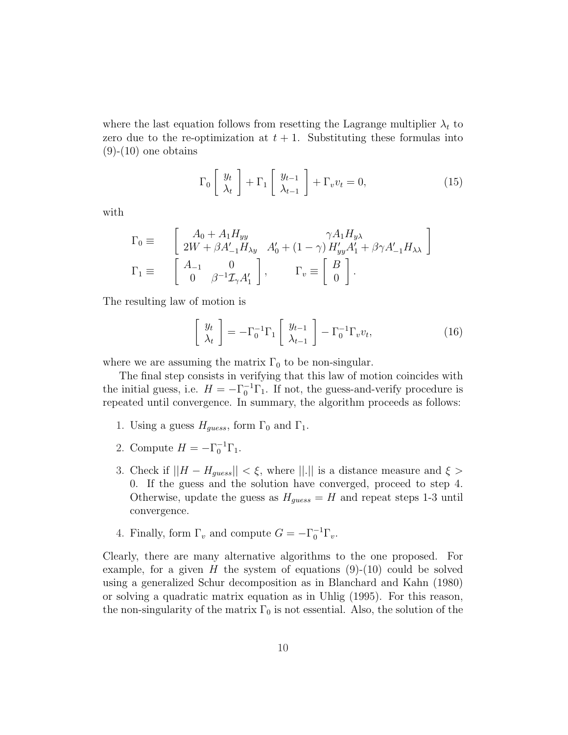where the last equation follows from resetting the Lagrange multiplier $\lambda_t$ to zero due to the re-optimization at $t+1$. Substituting these formulas into (9)-(10) one obtains

$$\Gamma_0 \begin{bmatrix} y_t \\ \lambda_t \end{bmatrix} + \Gamma_1 \begin{bmatrix} y_{t-1} \\ \lambda_{t-1} \end{bmatrix} + \Gamma_v v_t = 0, \tag{15}$$

with

$$\Gamma_0 \equiv \begin{bmatrix} A_0 + A_1 H_{yy} & \gamma A_1 H_{y\lambda} \\ 2W + \beta A'_{-1} H_{\lambda y} & A'_0 + (1-\gamma) H'_{yy} A'_1 + \beta \gamma A'_{-1} H_{\lambda\lambda} \end{bmatrix}$$

$$\Gamma_1 \equiv \begin{bmatrix} A_{-1} & 0 \\ 0 & \beta^{-1} \mathcal{I}_{\gamma} A'_1 \end{bmatrix}, \qquad \Gamma_v \equiv \begin{bmatrix} B \\ 0 \end{bmatrix}.$$

The resulting law of motion is

$$\begin{bmatrix} y_t \\ \lambda_t \end{bmatrix} = -\Gamma_0^{-1} \Gamma_1 \begin{bmatrix} y_{t-1} \\ \lambda_{t-1} \end{bmatrix} - \Gamma_0^{-1} \Gamma_v v_t, \tag{16}$$

where we are assuming the matrix $\Gamma_0$ to be non-singular.

The final step consists in verifying that this law of motion coincides with the initial guess, i.e. $H = -\Gamma_0^{-1}\Gamma_1$. If not, the guess-and-verify procedure is repeated until convergence. In summary, the algorithm proceeds as follows:

1. Using a guess $H_{guess}$, form $\Gamma_0$ and $\Gamma_1$.
2. Compute $H = -\Gamma_0^{-1}\Gamma_1$.
3. Check if $||H - H_{guess}|| < \xi$, where $||.||$ is a distance measure and $\xi > 0$. If the guess and the solution have converged, proceed to step 4. Otherwise, update the guess as $H_{guess} = H$ and repeat steps 1-3 until convergence.
4. Finally, form $\Gamma_v$ and compute $G = -\Gamma_0^{-1}\Gamma_v$.

Clearly, there are many alternative algorithms to the one proposed. For example, for a given $H$ the system of equations (9)-(10) could be solved using a generalized Schur decomposition as in Blanchard and Kahn (1980) or solving a quadratic matrix equation as in Uhlig (1995). For this reason, the non-singularity of the matrix $\Gamma_0$ is not essential. Also, the solution of the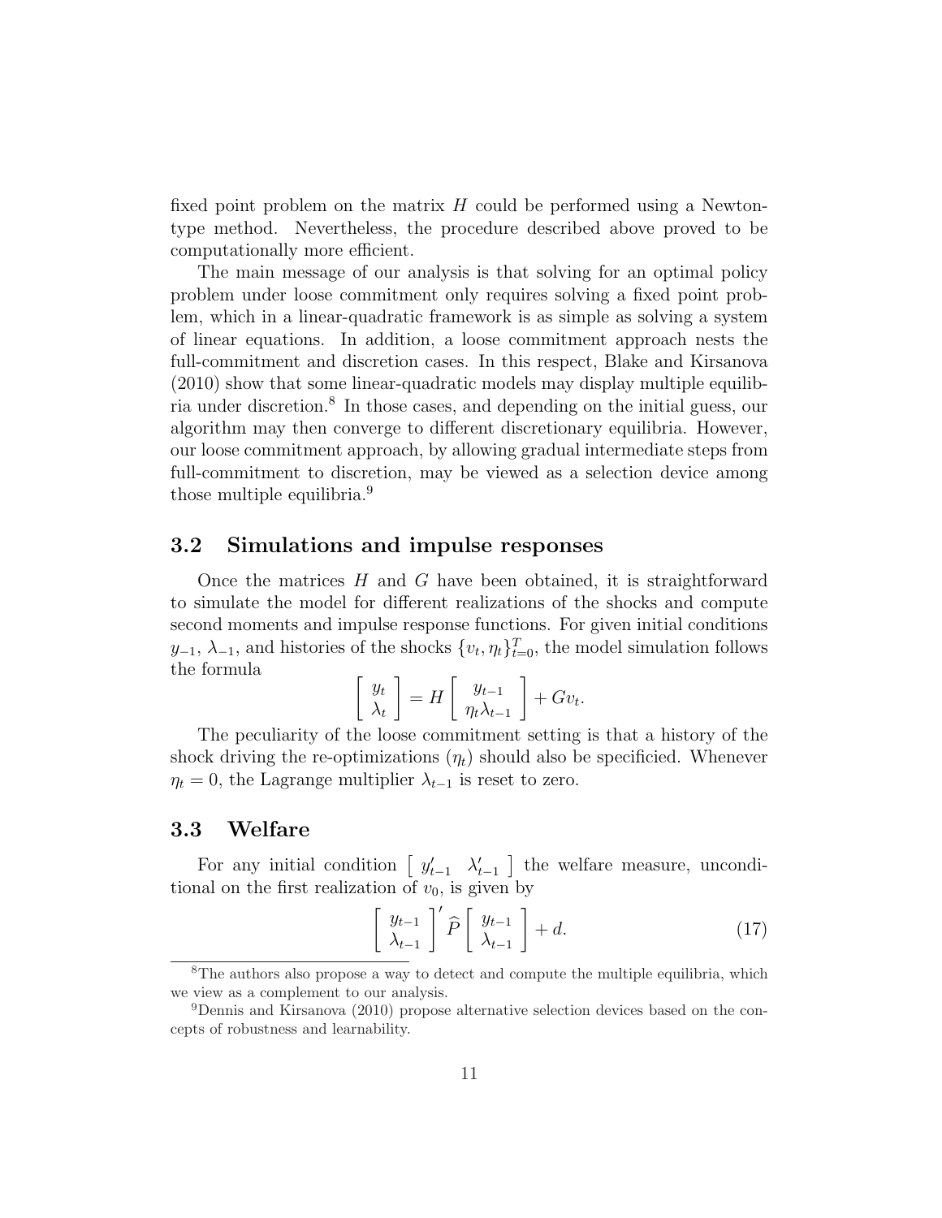fixed point problem on the matrix $H$ could be performed using a Newton-type method. Nevertheless, the procedure described above proved to be computationally more efficient.

The main message of our analysis is that solving for an optimal policy problem under loose commitment only requires solving a fixed point problem, which in a linear-quadratic framework is as simple as solving a system of linear equations. In addition, a loose commitment approach nests the full-commitment and discretion cases. In this respect, Blake and Kirsanova (2010) show that some linear-quadratic models may display multiple equilibria under discretion.[8] In those cases, and depending on the initial guess, our algorithm may then converge to different discretionary equilibria. However, our loose commitment approach, by allowing gradual intermediate steps from full-commitment to discretion, may be viewed as a selection device among those multiple equilibria.[9]

## 3.2 Simulations and impulse responses

Once the matrices $H$ and $G$ have been obtained, it is straightforward to simulate the model for different realizations of the shocks and compute second moments and impulse response functions. For given initial conditions $y_{-1}$, $\lambda_{-1}$, and histories of the shocks $\{v_t, \eta_t\}_{t=0}^{T}$, the model simulation follows the formula

$$\begin{bmatrix} y_t \\ \lambda_t \end{bmatrix} = H \begin{bmatrix} y_{t-1} \\ \eta_t \lambda_{t-1} \end{bmatrix} + G v_t.$$

The peculiarity of the loose commitment setting is that a history of the shock driving the re-optimizations ($\eta_t$) should also be specificied. Whenever $\eta_t = 0$, the Lagrange multiplier $\lambda_{t-1}$ is reset to zero.

## 3.3 Welfare

For any initial condition $\begin{bmatrix} y_{t-1}' & \lambda_{t-1}' \end{bmatrix}$ the welfare measure, unconditional on the first realization of $v_0$, is given by

$$\begin{bmatrix} y_{t-1} \\ \lambda_{t-1} \end{bmatrix}' \widehat{P} \begin{bmatrix} y_{t-1} \\ \lambda_{t-1} \end{bmatrix} + d. \tag{17}$$

[8] The authors also propose a way to detect and compute the multiple equilibria, which we view as a complement to our analysis.

[9] Dennis and Kirsanova (2010) propose alternative selection devices based on the concepts of robustness and learnability.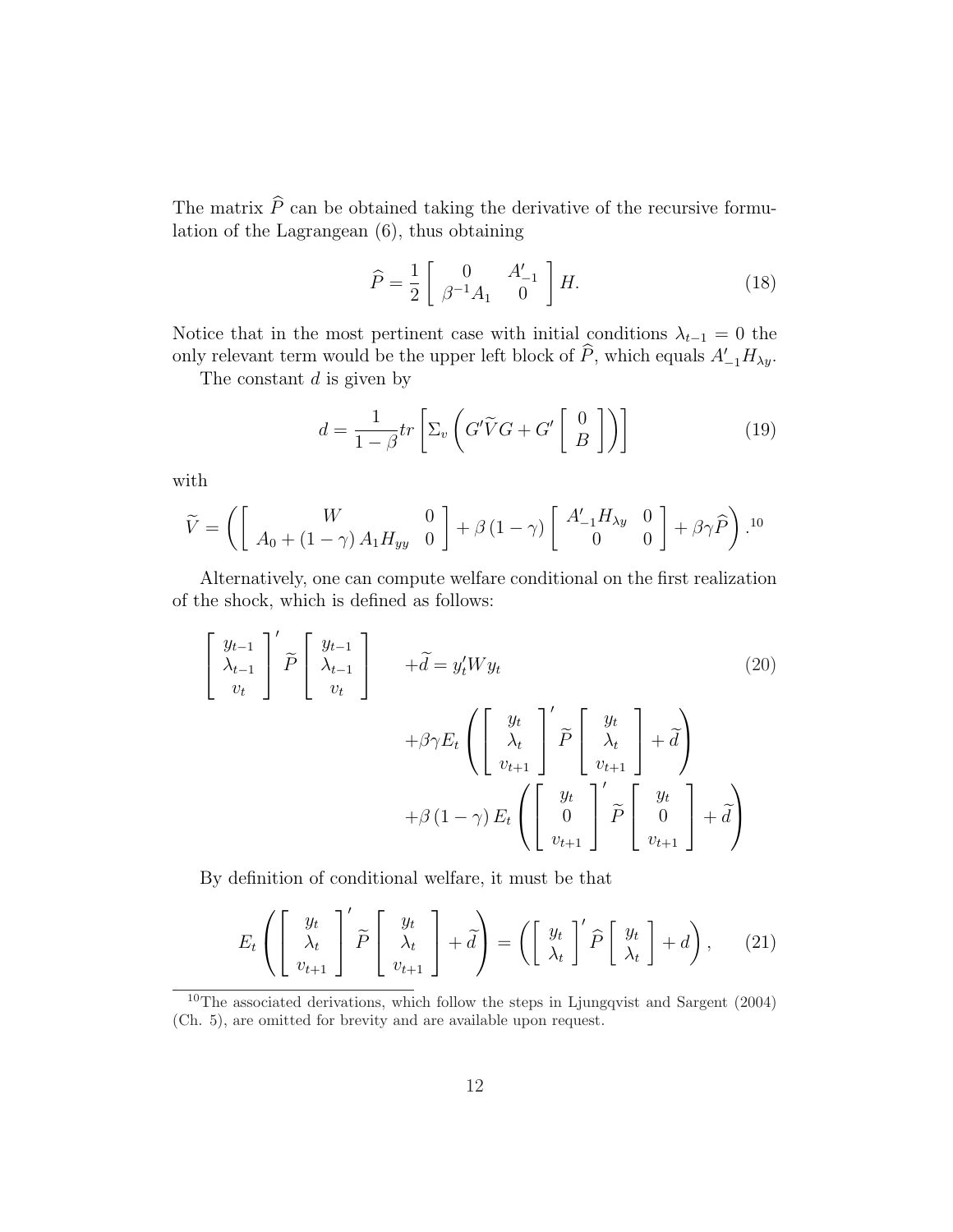The matrix $\widehat{P}$ can be obtained taking the derivative of the recursive formulation of the Lagrangean (6), thus obtaining

$$\widehat{P} = \frac{1}{2} \begin{bmatrix} 0 & A'_{-1} \\ \beta^{-1} A_1 & 0 \end{bmatrix} H. \tag{18}$$

Notice that in the most pertinent case with initial conditions $\lambda_{t-1} = 0$ the only relevant term would be the upper left block of $\widehat{P}$, which equals $A'_{-1} H_{\lambda y}$.

The constant $d$ is given by

$$d = \frac{1}{1-\beta} tr \left[ \Sigma_v \left( G' \widetilde{V} G + G' \begin{bmatrix} 0 \\ B \end{bmatrix} \right) \right] \tag{19}$$

with

$$\widetilde{V} = \left( \begin{bmatrix} W & 0 \\ A_0 + (1-\gamma) A_1 H_{yy} & 0 \end{bmatrix} + \beta (1-\gamma) \begin{bmatrix} A'_{-1} H_{\lambda y} & 0 \\ 0 & 0 \end{bmatrix} + \beta \gamma \widehat{P} \right).$$ [10]

Alternatively, one can compute welfare conditional on the first realization of the shock, which is defined as follows:

$$\begin{aligned} \begin{bmatrix} y_{t-1} \\ \lambda_{t-1} \\ v_t \end{bmatrix}' \widetilde{P} \begin{bmatrix} y_{t-1} \\ \lambda_{t-1} \\ v_t \end{bmatrix} + \widetilde{d} = {} & y_t' W y_t \\ & + \beta \gamma E_t \left( \begin{bmatrix} y_t \\ \lambda_t \\ v_{t+1} \end{bmatrix}' \widetilde{P} \begin{bmatrix} y_t \\ \lambda_t \\ v_{t+1} \end{bmatrix} + \widetilde{d} \right) \\ & + \beta (1-\gamma) E_t \left( \begin{bmatrix} y_t \\ 0 \\ v_{t+1} \end{bmatrix}' \widetilde{P} \begin{bmatrix} y_t \\ 0 \\ v_{t+1} \end{bmatrix} + \widetilde{d} \right) \end{aligned} \tag{20}$$

By definition of conditional welfare, it must be that

$$E_t \left( \begin{bmatrix} y_t \\ \lambda_t \\ v_{t+1} \end{bmatrix}' \widetilde{P} \begin{bmatrix} y_t \\ \lambda_t \\ v_{t+1} \end{bmatrix} + \widetilde{d} \right) = \left( \begin{bmatrix} y_t \\ \lambda_t \end{bmatrix}' \widehat{P} \begin{bmatrix} y_t \\ \lambda_t \end{bmatrix} + d \right), \tag{21}$$

[10] The associated derivations, which follow the steps in Ljungqvist and Sargent (2004) (Ch. 5), are omitted for brevity and are available upon request.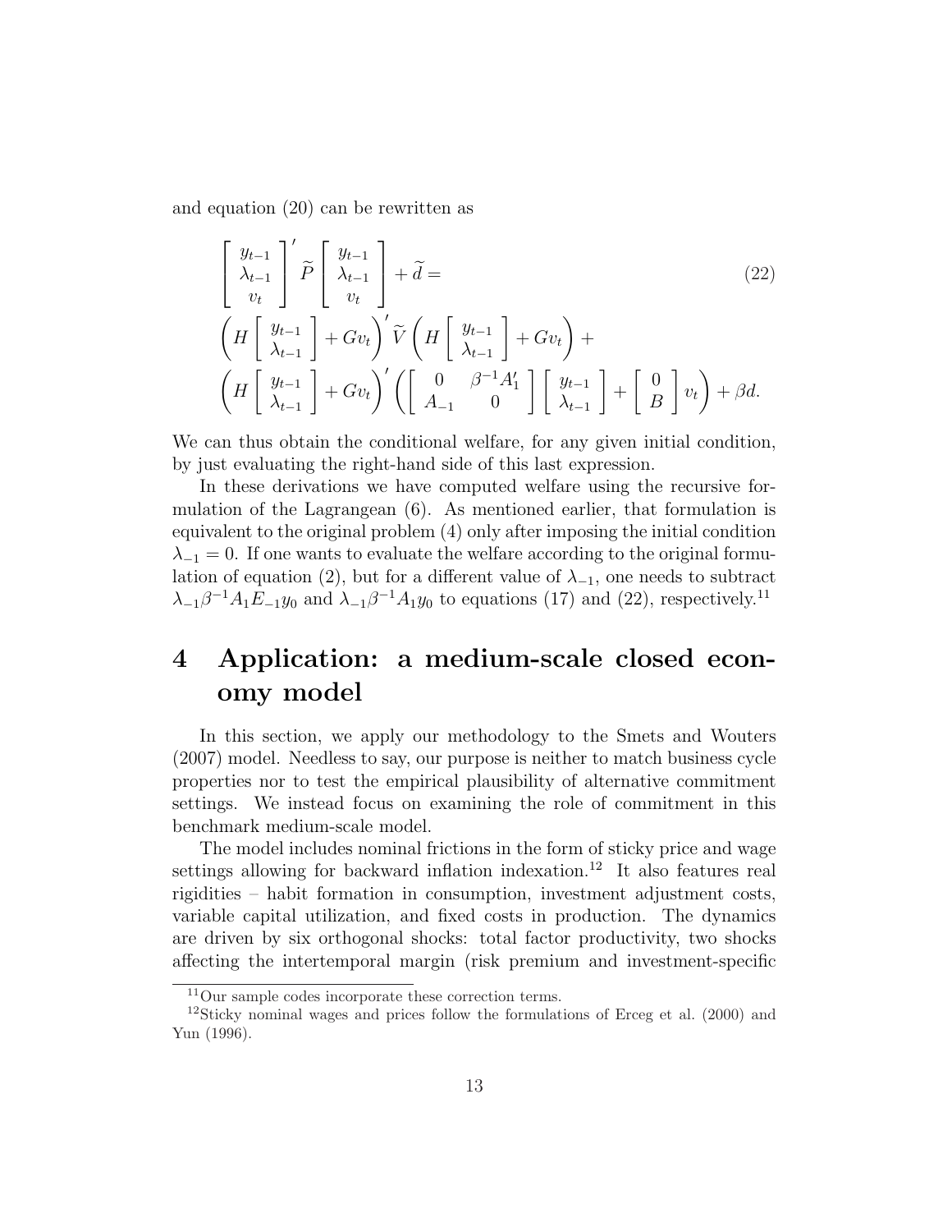and equation (20) can be rewritten as

$$
\begin{aligned}
&\begin{bmatrix} y_{t-1} \\ \lambda_{t-1} \\ v_t \end{bmatrix}' \widetilde{P} \begin{bmatrix} y_{t-1} \\ \lambda_{t-1} \\ v_t \end{bmatrix} + \widetilde{d} = \qquad (22) \\
&\left( H \begin{bmatrix} y_{t-1} \\ \lambda_{t-1} \end{bmatrix} + G v_t \right)' \widetilde{V} \left( H \begin{bmatrix} y_{t-1} \\ \lambda_{t-1} \end{bmatrix} + G v_t \right) + \\
&\left( H \begin{bmatrix} y_{t-1} \\ \lambda_{t-1} \end{bmatrix} + G v_t \right)' \left( \begin{bmatrix} 0 & \beta^{-1} A_1' \\ A_{-1} & 0 \end{bmatrix} \begin{bmatrix} y_{t-1} \\ \lambda_{t-1} \end{bmatrix} + \begin{bmatrix} 0 \\ B \end{bmatrix} v_t \right) + \beta d.
\end{aligned}
$$

We can thus obtain the conditional welfare, for any given initial condition, by just evaluating the right-hand side of this last expression.

In these derivations we have computed welfare using the recursive formulation of the Lagrangean (6). As mentioned earlier, that formulation is equivalent to the original problem (4) only after imposing the initial condition $\lambda_{-1} = 0$. If one wants to evaluate the welfare according to the original formulation of equation (2), but for a different value of $\lambda_{-1}$, one needs to subtract $\lambda_{-1}\beta^{-1}A_1 E_{-1} y_0$ and $\lambda_{-1}\beta^{-1}A_1 y_0$ to equations (17) and (22), respectively.[11]

# 4 Application: a medium-scale closed economy model

In this section, we apply our methodology to the Smets and Wouters (2007) model. Needless to say, our purpose is neither to match business cycle properties nor to test the empirical plausibility of alternative commitment settings. We instead focus on examining the role of commitment in this benchmark medium-scale model.

The model includes nominal frictions in the form of sticky price and wage settings allowing for backward inflation indexation.[12] It also features real rigidities – habit formation in consumption, investment adjustment costs, variable capital utilization, and fixed costs in production. The dynamics are driven by six orthogonal shocks: total factor productivity, two shocks affecting the intertemporal margin (risk premium and investment-specific

[11] Our sample codes incorporate these correction terms.

[12] Sticky nominal wages and prices follow the formulations of Erceg et al. (2000) and Yun (1996).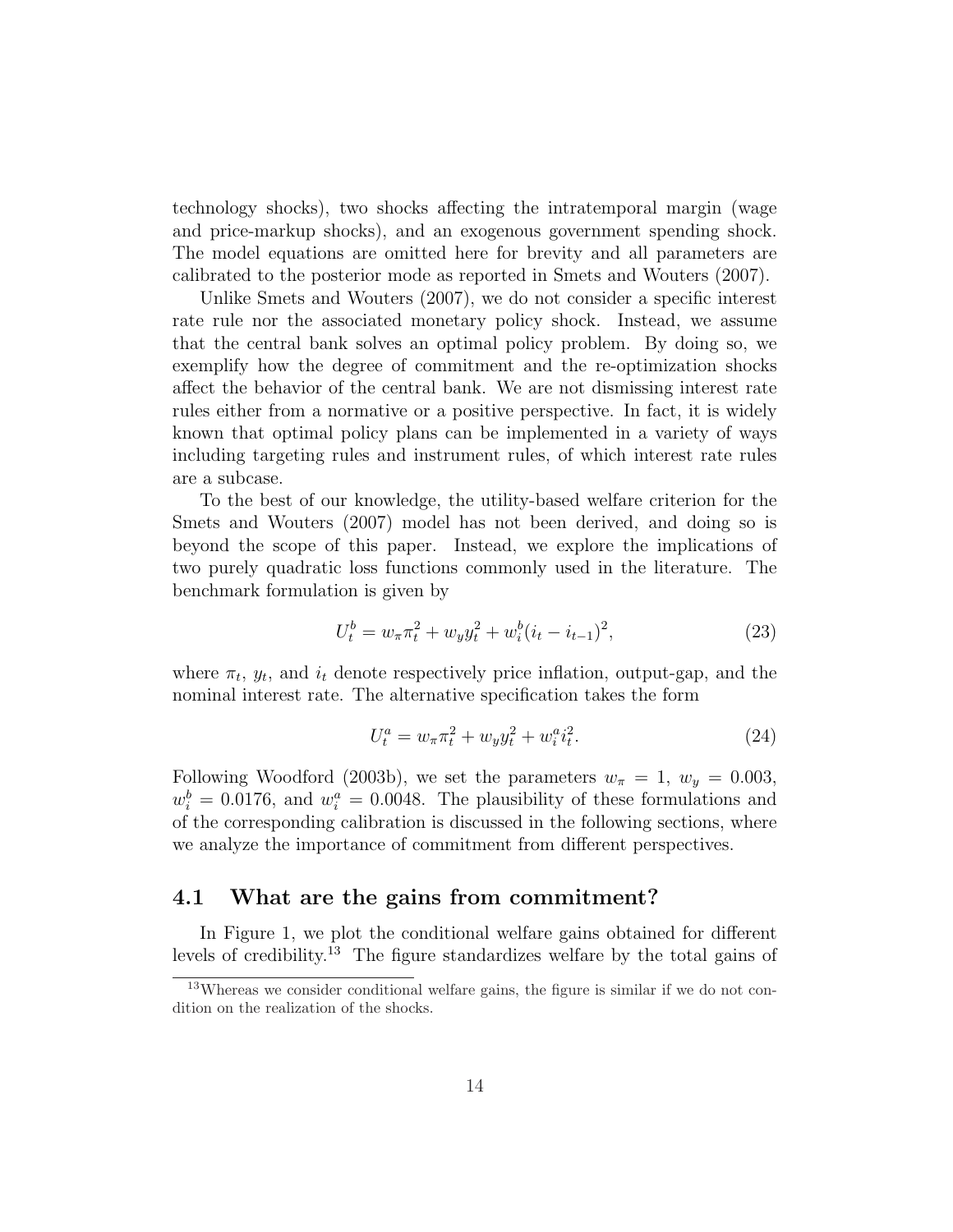technology shocks), two shocks affecting the intratemporal margin (wage and price-markup shocks), and an exogenous government spending shock. The model equations are omitted here for brevity and all parameters are calibrated to the posterior mode as reported in Smets and Wouters (2007).

Unlike Smets and Wouters (2007), we do not consider a specific interest rate rule nor the associated monetary policy shock. Instead, we assume that the central bank solves an optimal policy problem. By doing so, we exemplify how the degree of commitment and the re-optimization shocks affect the behavior of the central bank. We are not dismissing interest rate rules either from a normative or a positive perspective. In fact, it is widely known that optimal policy plans can be implemented in a variety of ways including targeting rules and instrument rules, of which interest rate rules are a subcase.

To the best of our knowledge, the utility-based welfare criterion for the Smets and Wouters (2007) model has not been derived, and doing so is beyond the scope of this paper. Instead, we explore the implications of two purely quadratic loss functions commonly used in the literature. The benchmark formulation is given by

$$U_t^b = w_\pi \pi_t^2 + w_y y_t^2 + w_i^b (i_t - i_{t-1})^2, \tag{23}$$

where $\pi_t$, $y_t$, and $i_t$ denote respectively price inflation, output-gap, and the nominal interest rate. The alternative specification takes the form

$$U_t^a = w_\pi \pi_t^2 + w_y y_t^2 + w_i^a i_t^2. \tag{24}$$

Following Woodford (2003b), we set the parameters $w_\pi = 1$, $w_y = 0.003$, $w_i^b = 0.0176$, and $w_i^a = 0.0048$. The plausibility of these formulations and of the corresponding calibration is discussed in the following sections, where we analyze the importance of commitment from different perspectives.

## 4.1 What are the gains from commitment?

In Figure 1, we plot the conditional welfare gains obtained for different levels of credibility.[13] The figure standardizes welfare by the total gains of

[13] Whereas we consider conditional welfare gains, the figure is similar if we do not condition on the realization of the shocks.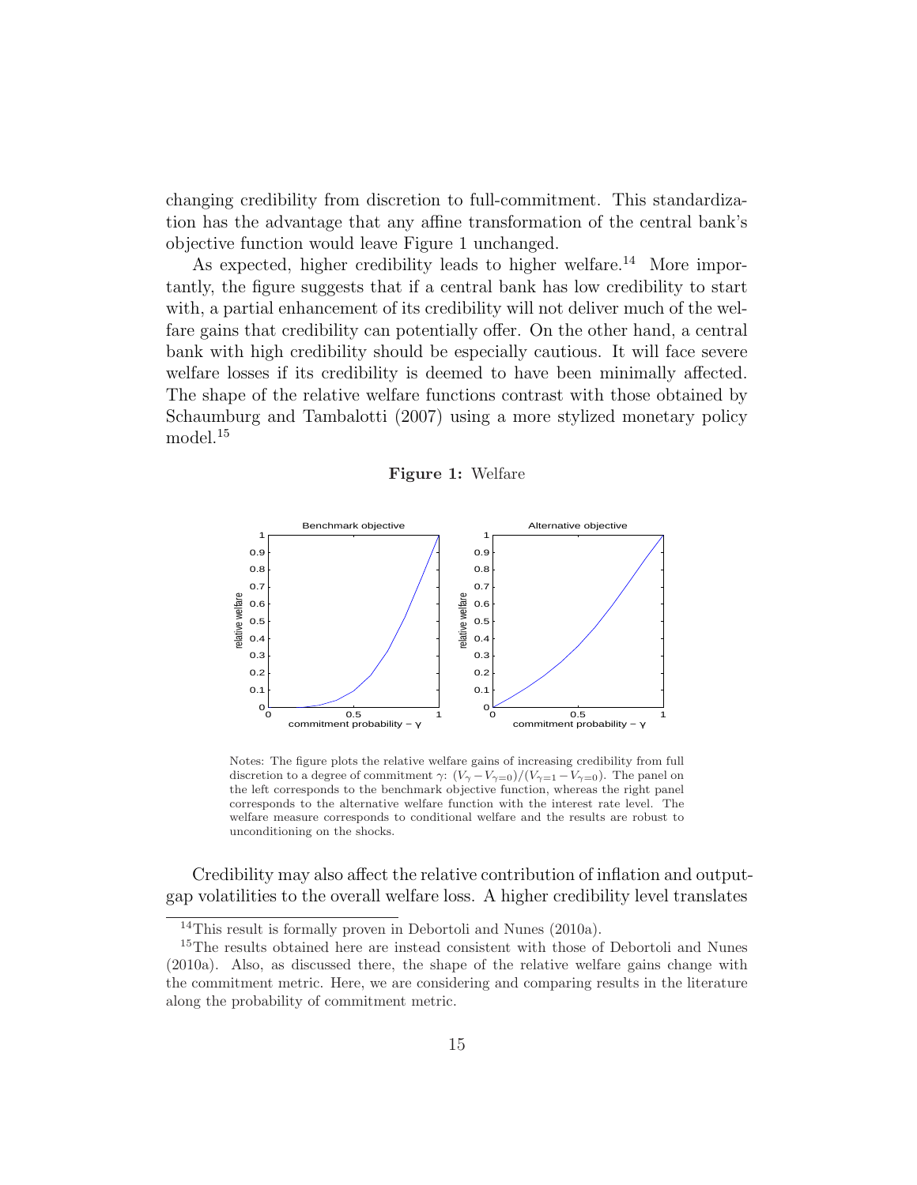changing credibility from discretion to full-commitment. This standardization has the advantage that any affine transformation of the central bank's objective function would leave Figure 1 unchanged.

As expected, higher credibility leads to higher welfare.[14] More importantly, the figure suggests that if a central bank has low credibility to start with, a partial enhancement of its credibility will not deliver much of the welfare gains that credibility can potentially offer. On the other hand, a central bank with high credibility should be especially cautious. It will face severe welfare losses if its credibility is deemed to have been minimally affected. The shape of the relative welfare functions contrast with those obtained by Schaumburg and Tambalotti (2007) using a more stylized monetary policy model.[15]

**Figure 1:** Welfare

Notes: The figure plots the relative welfare gains of increasing credibility from full discretion to a degree of commitment $\gamma$: $(V_\gamma - V_{\gamma=0})/(V_{\gamma=1} - V_{\gamma=0})$. The panel on the left corresponds to the benchmark objective function, whereas the right panel corresponds to the alternative welfare function with the interest rate level. The welfare measure corresponds to conditional welfare and the results are robust to unconditioning on the shocks.

Credibility may also affect the relative contribution of inflation and output-gap volatilities to the overall welfare loss. A higher credibility level translates

[14] This result is formally proven in Debortoli and Nunes (2010a).

[15] The results obtained here are instead consistent with those of Debortoli and Nunes (2010a). Also, as discussed there, the shape of the relative welfare gains change with the commitment metric. Here, we are considering and comparing results in the literature along the probability of commitment metric.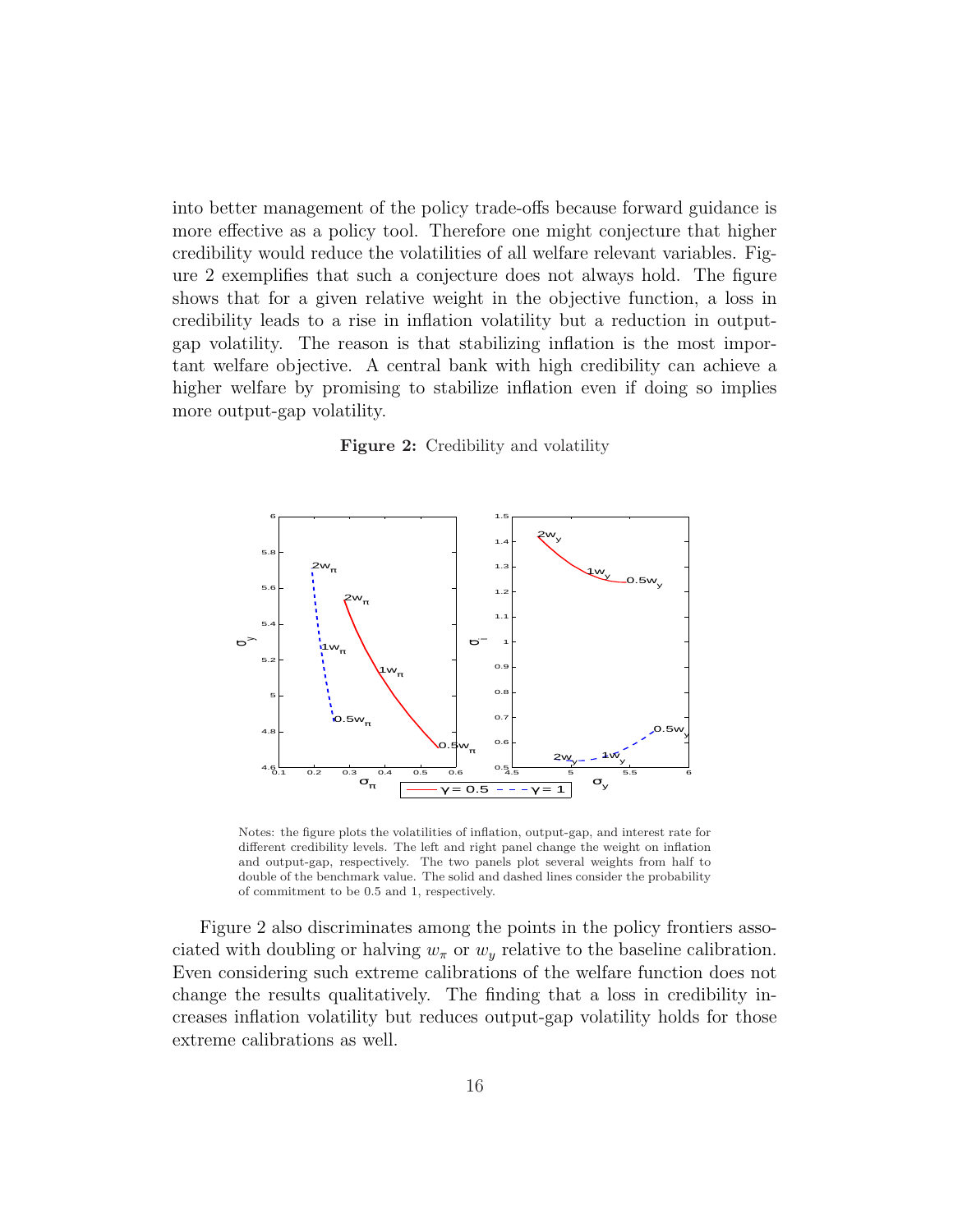into better management of the policy trade-offs because forward guidance is more effective as a policy tool. Therefore one might conjecture that higher credibility would reduce the volatilities of all welfare relevant variables. Figure 2 exemplifies that such a conjecture does not always hold. The figure shows that for a given relative weight in the objective function, a loss in credibility leads to a rise in inflation volatility but a reduction in output-gap volatility. The reason is that stabilizing inflation is the most important welfare objective. A central bank with high credibility can achieve a higher welfare by promising to stabilize inflation even if doing so implies more output-gap volatility.

**Figure 2:** Credibility and volatility

Notes: the figure plots the volatilities of inflation, output-gap, and interest rate for different credibility levels. The left and right panel change the weight on inflation and output-gap, respectively. The two panels plot several weights from half to double of the benchmark value. The solid and dashed lines consider the probability of commitment to be 0.5 and 1, respectively.

Figure 2 also discriminates among the points in the policy frontiers associated with doubling or halving $w_\pi$ or $w_y$ relative to the baseline calibration. Even considering such extreme calibrations of the welfare function does not change the results qualitatively. The finding that a loss in credibility increases inflation volatility but reduces output-gap volatility holds for those extreme calibrations as well.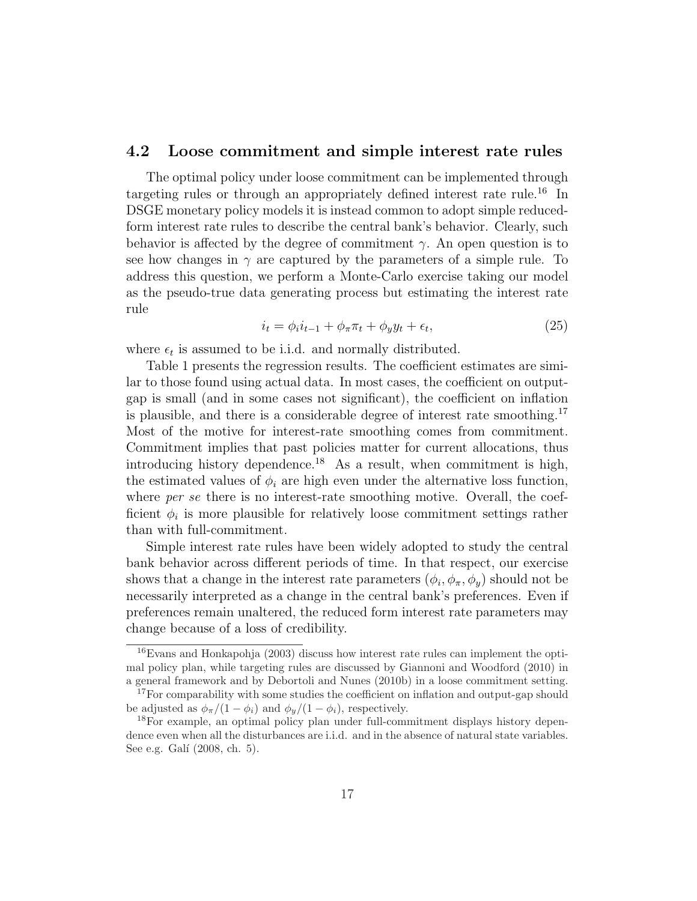### 4.2 Loose commitment and simple interest rate rules

The optimal policy under loose commitment can be implemented through targeting rules or through an appropriately defined interest rate rule.[16] In DSGE monetary policy models it is instead common to adopt simple reduced-form interest rate rules to describe the central bank's behavior. Clearly, such behavior is affected by the degree of commitment $\gamma$. An open question is to see how changes in $\gamma$ are captured by the parameters of a simple rule. To address this question, we perform a Monte-Carlo exercise taking our model as the pseudo-true data generating process but estimating the interest rate rule

$$i_t = \phi_i i_{t-1} + \phi_\pi \pi_t + \phi_y y_t + \epsilon_t, \tag{25}$$

where $\epsilon_t$ is assumed to be i.i.d. and normally distributed.

Table 1 presents the regression results. The coefficient estimates are similar to those found using actual data. In most cases, the coefficient on output-gap is small (and in some cases not significant), the coefficient on inflation is plausible, and there is a considerable degree of interest rate smoothing.[17] Most of the motive for interest-rate smoothing comes from commitment. Commitment implies that past policies matter for current allocations, thus introducing history dependence.[18] As a result, when commitment is high, the estimated values of $\phi_i$ are high even under the alternative loss function, where *per se* there is no interest-rate smoothing motive. Overall, the coefficient $\phi_i$ is more plausible for relatively loose commitment settings rather than with full-commitment.

Simple interest rate rules have been widely adopted to study the central bank behavior across different periods of time. In that respect, our exercise shows that a change in the interest rate parameters $(\phi_i, \phi_\pi, \phi_y)$ should not be necessarily interpreted as a change in the central bank's preferences. Even if preferences remain unaltered, the reduced form interest rate parameters may change because of a loss of credibility.

---

[16] Evans and Honkapohja (2003) discuss how interest rate rules can implement the optimal policy plan, while targeting rules are discussed by Giannoni and Woodford (2010) in a general framework and by Debortoli and Nunes (2010b) in a loose commitment setting.

[17] For comparability with some studies the coefficient on inflation and output-gap should be adjusted as $\phi_\pi/(1-\phi_i)$ and $\phi_y/(1-\phi_i)$, respectively.

[18] For example, an optimal policy plan under full-commitment displays history dependence even when all the disturbances are i.i.d. and in the absence of natural state variables. See e.g. Galí (2008, ch. 5).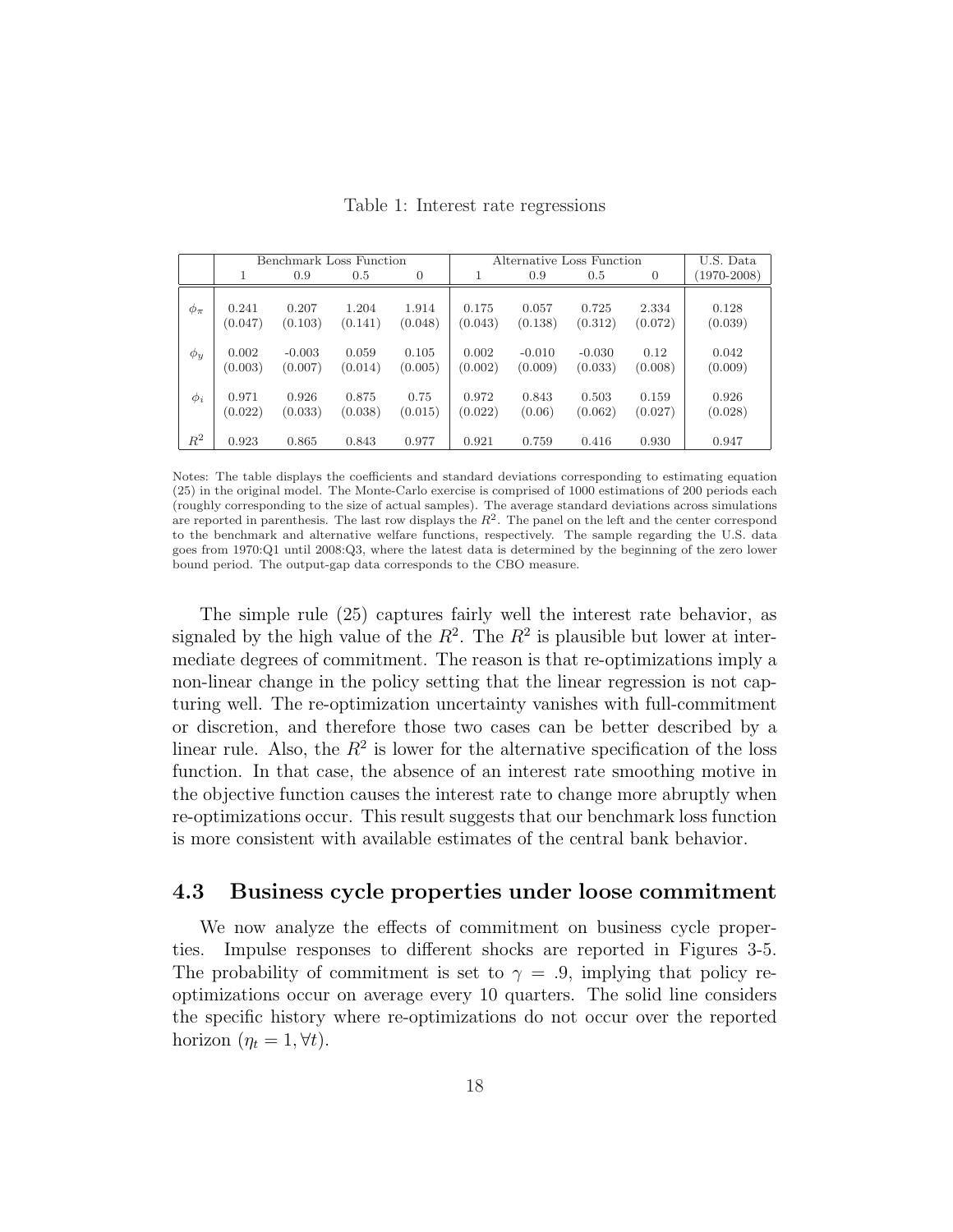Table 1: Interest rate regressions

| | Benchmark Loss Function | | | | Alternative Loss Function | | | | U.S. Data |
|---|---|---|---|---|---|---|---|---|---|
| | 1 | 0.9 | 0.5 | 0 | 1 | 0.9 | 0.5 | 0 | (1970-2008) |
| $\phi_\pi$ | 0.241 | 0.207 | 1.204 | 1.914 | 0.175 | 0.057 | 0.725 | 2.334 | 0.128 |
| | (0.047) | (0.103) | (0.141) | (0.048) | (0.043) | (0.138) | (0.312) | (0.072) | (0.039) |
| $\phi_y$ | 0.002 | -0.003 | 0.059 | 0.105 | 0.002 | -0.010 | -0.030 | 0.12 | 0.042 |
| | (0.003) | (0.007) | (0.014) | (0.005) | (0.002) | (0.009) | (0.033) | (0.008) | (0.009) |
| $\phi_i$ | 0.971 | 0.926 | 0.875 | 0.75 | 0.972 | 0.843 | 0.503 | 0.159 | 0.926 |
| | (0.022) | (0.033) | (0.038) | (0.015) | (0.022) | (0.06) | (0.062) | (0.027) | (0.028) |
| $R^2$ | 0.923 | 0.865 | 0.843 | 0.977 | 0.921 | 0.759 | 0.416 | 0.930 | 0.947 |

Notes: The table displays the coefficients and standard deviations corresponding to estimating equation (25) in the original model. The Monte-Carlo exercise is comprised of 1000 estimations of 200 periods each (roughly corresponding to the size of actual samples). The average standard deviations across simulations are reported in parenthesis. The last row displays the $R^2$. The panel on the left and the center correspond to the benchmark and alternative welfare functions, respectively. The sample regarding the U.S. data goes from 1970:Q1 until 2008:Q3, where the latest data is determined by the beginning of the zero lower bound period. The output-gap data corresponds to the CBO measure.

The simple rule (25) captures fairly well the interest rate behavior, as signaled by the high value of the $R^2$. The $R^2$ is plausible but lower at intermediate degrees of commitment. The reason is that re-optimizations imply a non-linear change in the policy setting that the linear regression is not capturing well. The re-optimization uncertainty vanishes with full-commitment or discretion, and therefore those two cases can be better described by a linear rule. Also, the $R^2$ is lower for the alternative specification of the loss function. In that case, the absence of an interest rate smoothing motive in the objective function causes the interest rate to change more abruptly when re-optimizations occur. This result suggests that our benchmark loss function is more consistent with available estimates of the central bank behavior.

## 4.3 Business cycle properties under loose commitment

We now analyze the effects of commitment on business cycle properties. Impulse responses to different shocks are reported in Figures 3-5. The probability of commitment is set to $\gamma = .9$, implying that policy re-optimizations occur on average every 10 quarters. The solid line considers the specific history where re-optimizations do not occur over the reported horizon ($\eta_t = 1, \forall t$).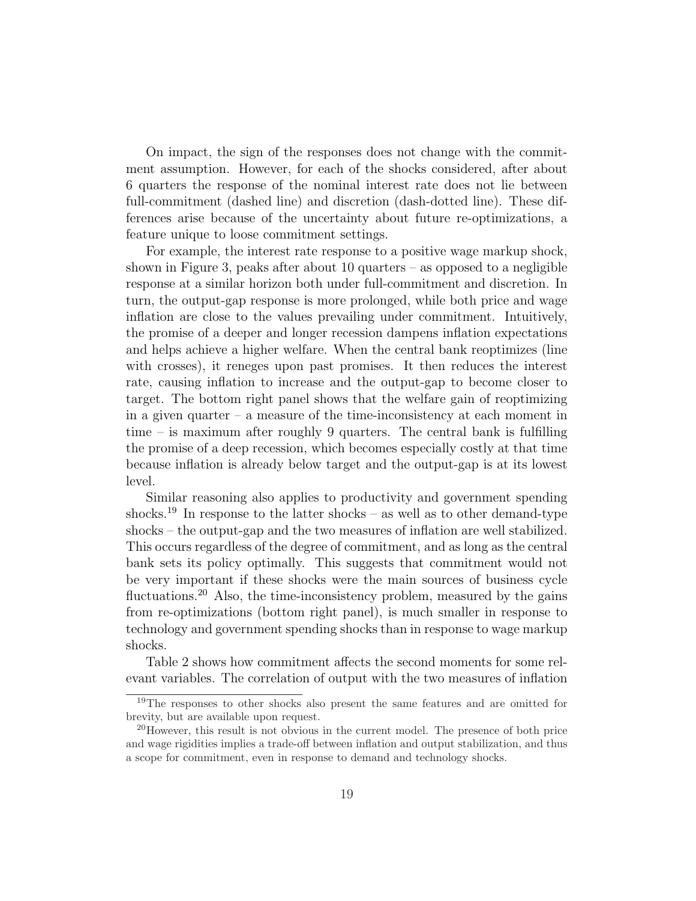On impact, the sign of the responses does not change with the commitment assumption. However, for each of the shocks considered, after about 6 quarters the response of the nominal interest rate does not lie between full-commitment (dashed line) and discretion (dash-dotted line). These differences arise because of the uncertainty about future re-optimizations, a feature unique to loose commitment settings.

For example, the interest rate response to a positive wage markup shock, shown in Figure 3, peaks after about 10 quarters – as opposed to a negligible response at a similar horizon both under full-commitment and discretion. In turn, the output-gap response is more prolonged, while both price and wage inflation are close to the values prevailing under commitment. Intuitively, the promise of a deeper and longer recession dampens inflation expectations and helps achieve a higher welfare. When the central bank reoptimizes (line with crosses), it reneges upon past promises. It then reduces the interest rate, causing inflation to increase and the output-gap to become closer to target. The bottom right panel shows that the welfare gain of reoptimizing in a given quarter – a measure of the time-inconsistency at each moment in time – is maximum after roughly 9 quarters. The central bank is fulfilling the promise of a deep recession, which becomes especially costly at that time because inflation is already below target and the output-gap is at its lowest level.

Similar reasoning also applies to productivity and government spending shocks.[19] In response to the latter shocks – as well as to other demand-type shocks – the output-gap and the two measures of inflation are well stabilized. This occurs regardless of the degree of commitment, and as long as the central bank sets its policy optimally. This suggests that commitment would not be very important if these shocks were the main sources of business cycle fluctuations.[20] Also, the time-inconsistency problem, measured by the gains from re-optimizations (bottom right panel), is much smaller in response to technology and government spending shocks than in response to wage markup shocks.

Table 2 shows how commitment affects the second moments for some relevant variables. The correlation of output with the two measures of inflation

[19] The responses to other shocks also present the same features and are omitted for brevity, but are available upon request.

[20] However, this result is not obvious in the current model. The presence of both price and wage rigidities implies a trade-off between inflation and output stabilization, and thus a scope for commitment, even in response to demand and technology shocks.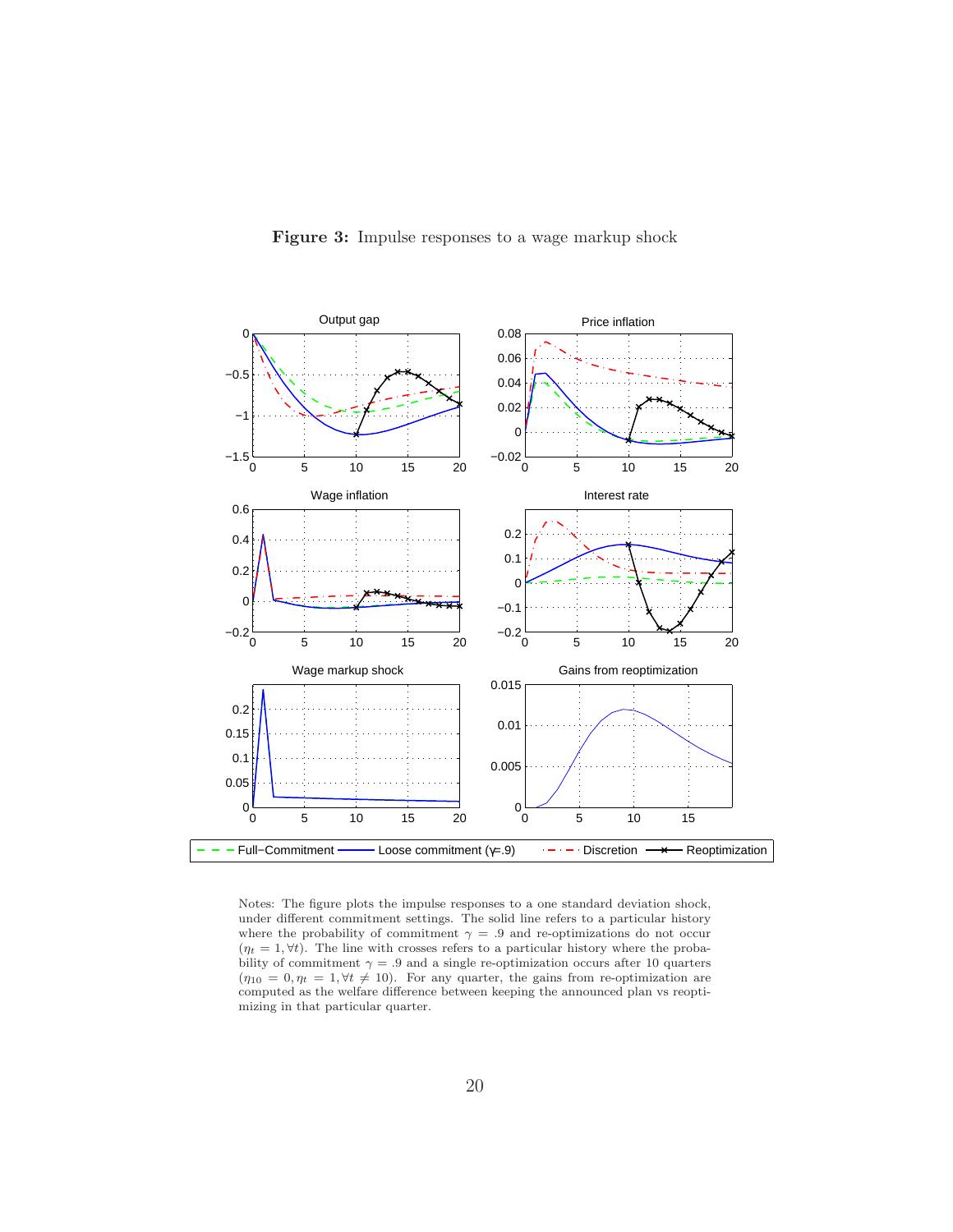**Figure 3:** Impulse responses to a wage markup shock

Notes: The figure plots the impulse responses to a one standard deviation shock, under different commitment settings. The solid line refers to a particular history where the probability of commitment $\gamma = .9$ and re-optimizations do not occur ($\eta_t = 1, \forall t$). The line with crosses refers to a particular history where the probability of commitment $\gamma = .9$ and a single re-optimization occurs after 10 quarters ($\eta_{10} = 0, \eta_t = 1, \forall t \neq 10$). For any quarter, the gains from re-optimization are computed as the welfare difference between keeping the announced plan vs reoptimizing in that particular quarter.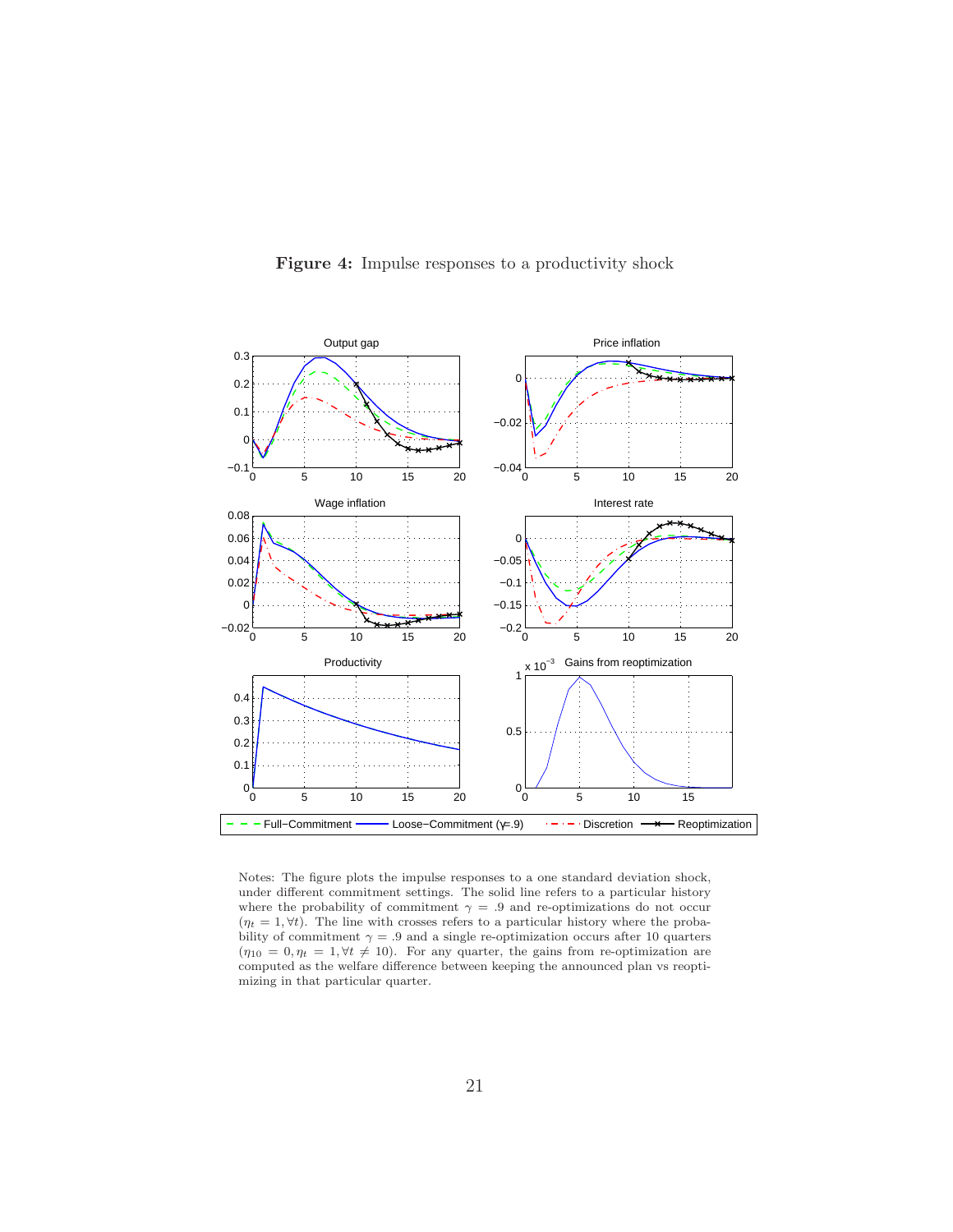**Figure 4:** Impulse responses to a productivity shock

Notes: The figure plots the impulse responses to a one standard deviation shock, under different commitment settings. The solid line refers to a particular history where the probability of commitment $\gamma = .9$ and re-optimizations do not occur ($\eta_t = 1, \forall t$). The line with crosses refers to a particular history where the probability of commitment $\gamma = .9$ and a single re-optimization occurs after 10 quarters ($\eta_{10} = 0, \eta_t = 1, \forall t \neq 10$). For any quarter, the gains from re-optimization are computed as the welfare difference between keeping the announced plan vs reoptimizing in that particular quarter.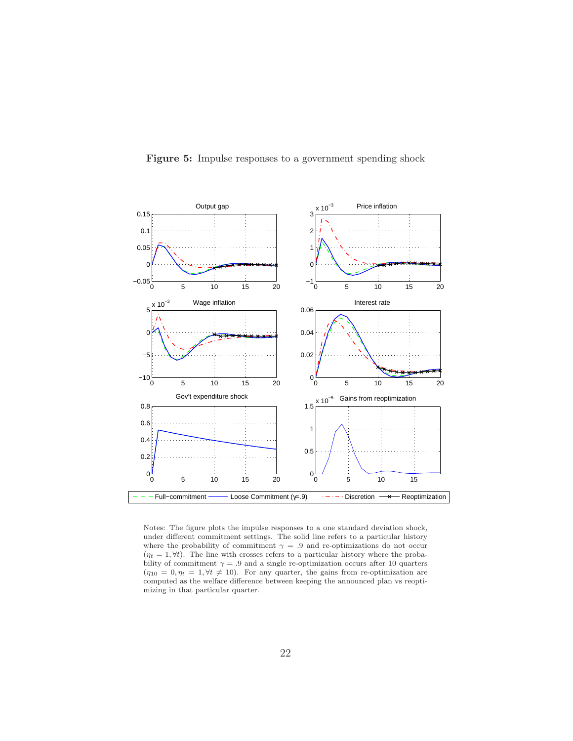**Figure 5:** Impulse responses to a government spending shock

Notes: The figure plots the impulse responses to a one standard deviation shock, under different commitment settings. The solid line refers to a particular history where the probability of commitment $\gamma = .9$ and re-optimizations do not occur ($\eta_t = 1, \forall t$). The line with crosses refers to a particular history where the probability of commitment $\gamma = .9$ and a single re-optimization occurs after 10 quarters ($\eta_{10} = 0, \eta_t = 1, \forall t \neq 10$). For any quarter, the gains from re-optimization are computed as the welfare difference between keeping the announced plan vs reoptimizing in that particular quarter.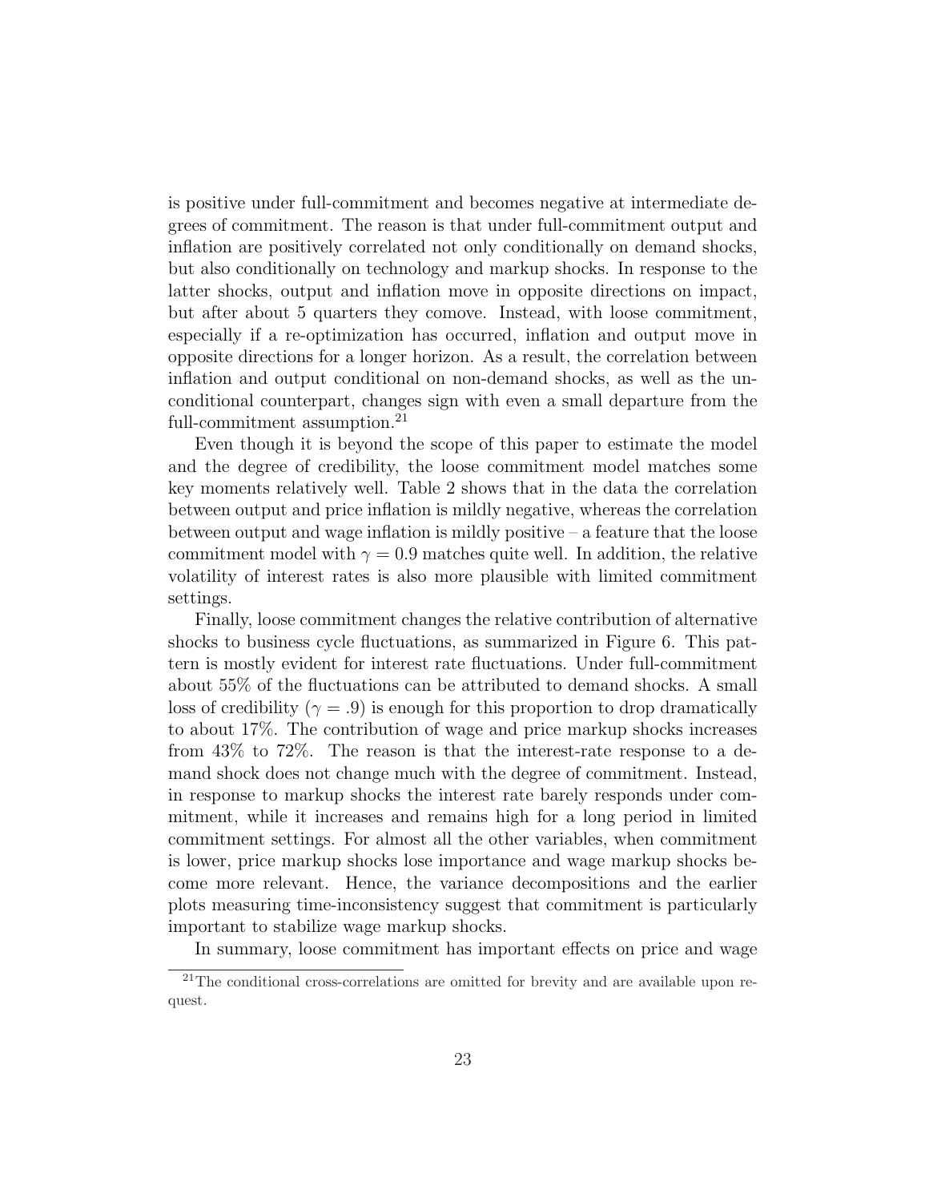is positive under full-commitment and becomes negative at intermediate degrees of commitment. The reason is that under full-commitment output and inflation are positively correlated not only conditionally on demand shocks, but also conditionally on technology and markup shocks. In response to the latter shocks, output and inflation move in opposite directions on impact, but after about 5 quarters they comove. Instead, with loose commitment, especially if a re-optimization has occurred, inflation and output move in opposite directions for a longer horizon. As a result, the correlation between inflation and output conditional on non-demand shocks, as well as the unconditional counterpart, changes sign with even a small departure from the full-commitment assumption.[21]

Even though it is beyond the scope of this paper to estimate the model and the degree of credibility, the loose commitment model matches some key moments relatively well. Table 2 shows that in the data the correlation between output and price inflation is mildly negative, whereas the correlation between output and wage inflation is mildly positive – a feature that the loose commitment model with $\gamma = 0.9$ matches quite well. In addition, the relative volatility of interest rates is also more plausible with limited commitment settings.

Finally, loose commitment changes the relative contribution of alternative shocks to business cycle fluctuations, as summarized in Figure 6. This pattern is mostly evident for interest rate fluctuations. Under full-commitment about 55% of the fluctuations can be attributed to demand shocks. A small loss of credibility ($\gamma = .9$) is enough for this proportion to drop dramatically to about 17%. The contribution of wage and price markup shocks increases from 43% to 72%. The reason is that the interest-rate response to a demand shock does not change much with the degree of commitment. Instead, in response to markup shocks the interest rate barely responds under commitment, while it increases and remains high for a long period in limited commitment settings. For almost all the other variables, when commitment is lower, price markup shocks lose importance and wage markup shocks become more relevant. Hence, the variance decompositions and the earlier plots measuring time-inconsistency suggest that commitment is particularly important to stabilize wage markup shocks.

In summary, loose commitment has important effects on price and wage

[21] The conditional cross-correlations are omitted for brevity and are available upon request.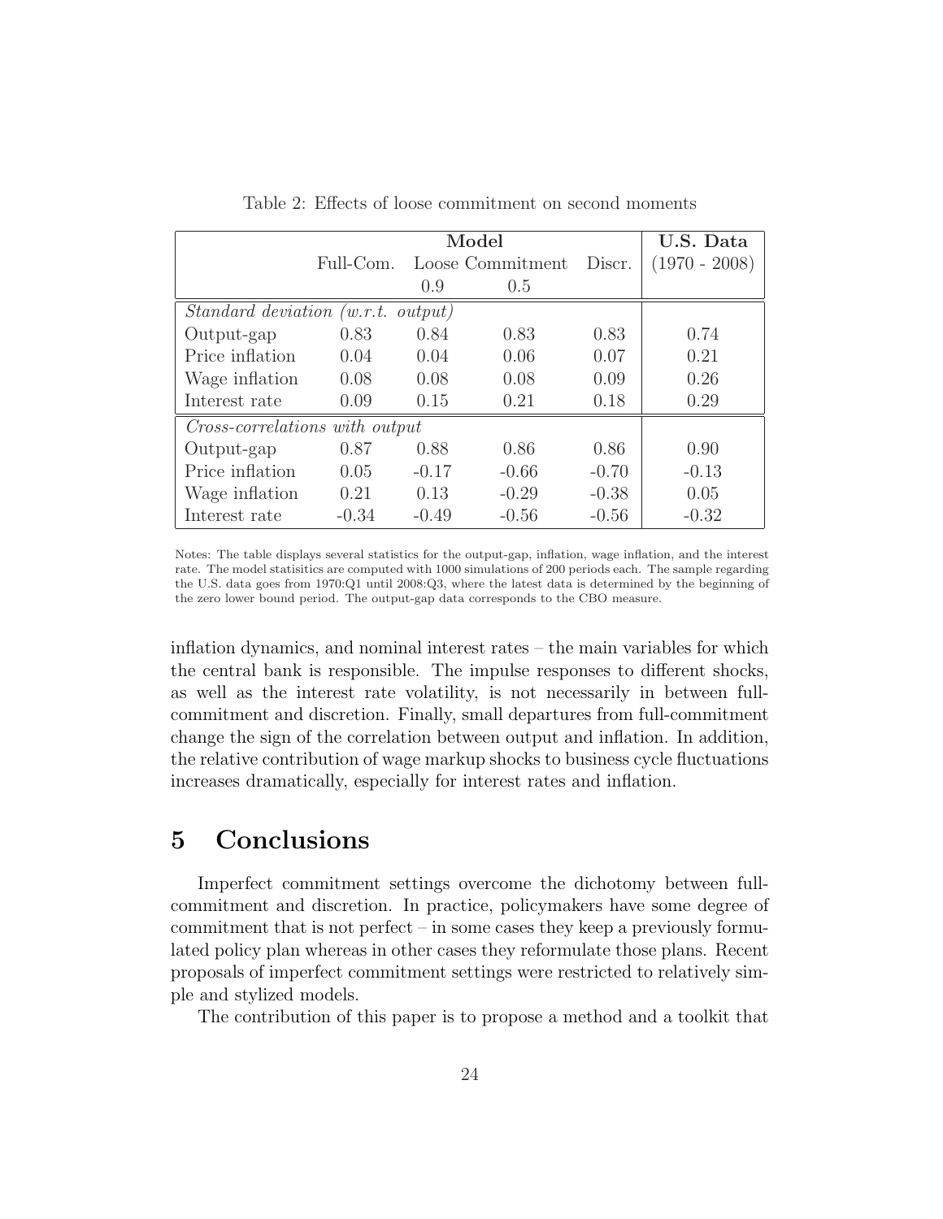Table 2: Effects of loose commitment on second moments

| | Model | | | | U.S. Data |
|---|---|---|---|---|---|
| | Full-Com. | Loose Commitment | | Discr. | (1970 - 2008) |
| | | 0.9 | 0.5 | | |
| *Standard deviation (w.r.t. output)* | | | | | |
| Output-gap | 0.83 | 0.84 | 0.83 | 0.83 | 0.74 |
| Price inflation | 0.04 | 0.04 | 0.06 | 0.07 | 0.21 |
| Wage inflation | 0.08 | 0.08 | 0.08 | 0.09 | 0.26 |
| Interest rate | 0.09 | 0.15 | 0.21 | 0.18 | 0.29 |
| *Cross-correlations with output* | | | | | |
| Output-gap | 0.87 | 0.88 | 0.86 | 0.86 | 0.90 |
| Price inflation | 0.05 | -0.17 | -0.66 | -0.70 | -0.13 |
| Wage inflation | 0.21 | 0.13 | -0.29 | -0.38 | 0.05 |
| Interest rate | -0.34 | -0.49 | -0.56 | -0.56 | -0.32 |

Notes: The table displays several statistics for the output-gap, inflation, wage inflation, and the interest rate. The model statisitics are computed with 1000 simulations of 200 periods each. The sample regarding the U.S. data goes from 1970:Q1 until 2008:Q3, where the latest data is determined by the beginning of the zero lower bound period. The output-gap data corresponds to the CBO measure.

inflation dynamics, and nominal interest rates – the main variables for which the central bank is responsible. The impulse responses to different shocks, as well as the interest rate volatility, is not necessarily in between full-commitment and discretion. Finally, small departures from full-commitment change the sign of the correlation between output and inflation. In addition, the relative contribution of wage markup shocks to business cycle fluctuations increases dramatically, especially for interest rates and inflation.

# 5 Conclusions

Imperfect commitment settings overcome the dichotomy between full-commitment and discretion. In practice, policymakers have some degree of commitment that is not perfect – in some cases they keep a previously formulated policy plan whereas in other cases they reformulate those plans. Recent proposals of imperfect commitment settings were restricted to relatively simple and stylized models.

The contribution of this paper is to propose a method and a toolkit that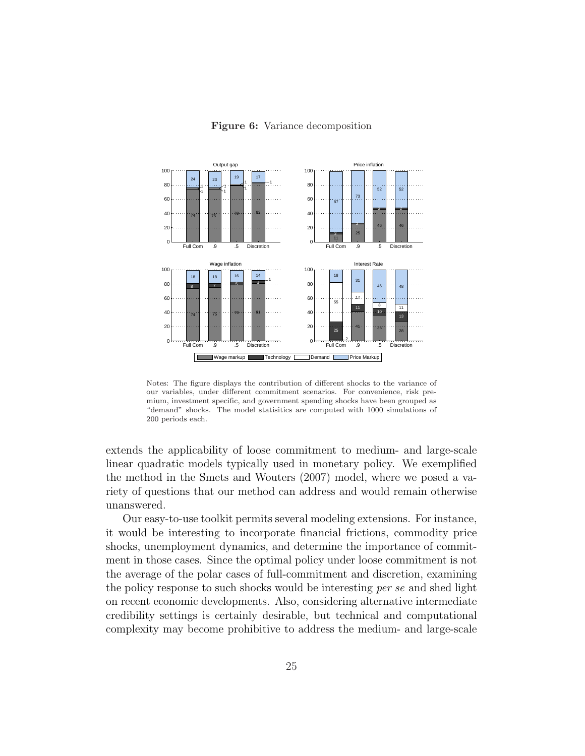**Figure 6:** Variance decomposition

Notes: The figure displays the contribution of different shocks to the variance of our variables, under different commitment scenarios. For convenience, risk premium, investment specific, and government spending shocks have been grouped as "demand" shocks. The model statisitics are computed with 1000 simulations of 200 periods each.

extends the applicability of loose commitment to medium- and large-scale linear quadratic models typically used in monetary policy. We exemplified the method in the Smets and Wouters (2007) model, where we posed a variety of questions that our method can address and would remain otherwise unanswered.

Our easy-to-use toolkit permits several modeling extensions. For instance, it would be interesting to incorporate financial frictions, commodity price shocks, unemployment dynamics, and determine the importance of commitment in those cases. Since the optimal policy under loose commitment is not the average of the polar cases of full-commitment and discretion, examining the policy response to such shocks would be interesting *per se* and shed light on recent economic developments. Also, considering alternative intermediate credibility settings is certainly desirable, but technical and computational complexity may become prohibitive to address the medium- and large-scale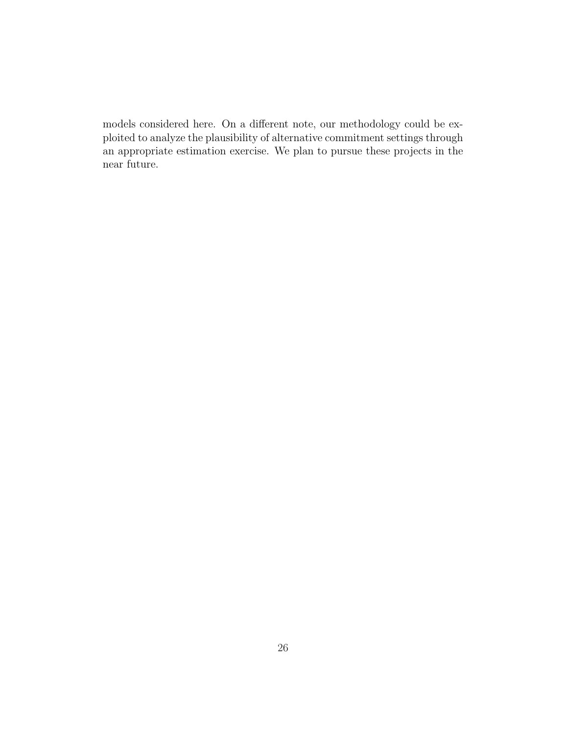models considered here. On a different note, our methodology could be exploited to analyze the plausibility of alternative commitment settings through an appropriate estimation exercise. We plan to pursue these projects in the near future.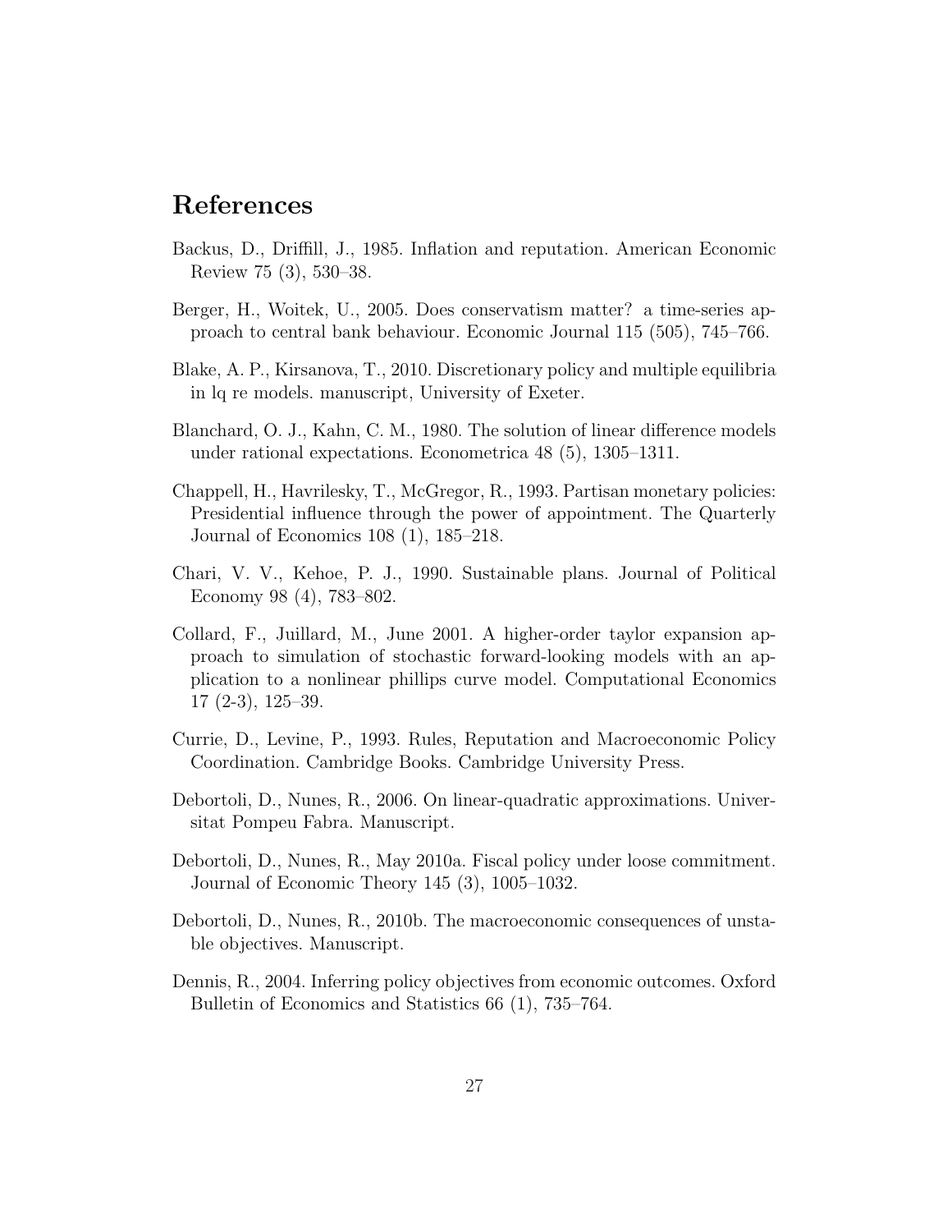# References

Backus, D., Driffill, J., 1985. Inflation and reputation. American Economic Review 75 (3), 530–38.

Berger, H., Woitek, U., 2005. Does conservatism matter? a time-series approach to central bank behaviour. Economic Journal 115 (505), 745–766.

Blake, A. P., Kirsanova, T., 2010. Discretionary policy and multiple equilibria in lq re models. manuscript, University of Exeter.

Blanchard, O. J., Kahn, C. M., 1980. The solution of linear difference models under rational expectations. Econometrica 48 (5), 1305–1311.

Chappell, H., Havrilesky, T., McGregor, R., 1993. Partisan monetary policies: Presidential influence through the power of appointment. The Quarterly Journal of Economics 108 (1), 185–218.

Chari, V. V., Kehoe, P. J., 1990. Sustainable plans. Journal of Political Economy 98 (4), 783–802.

Collard, F., Juillard, M., June 2001. A higher-order taylor expansion approach to simulation of stochastic forward-looking models with an application to a nonlinear phillips curve model. Computational Economics 17 (2-3), 125–39.

Currie, D., Levine, P., 1993. Rules, Reputation and Macroeconomic Policy Coordination. Cambridge Books. Cambridge University Press.

Debortoli, D., Nunes, R., 2006. On linear-quadratic approximations. Universitat Pompeu Fabra. Manuscript.

Debortoli, D., Nunes, R., May 2010a. Fiscal policy under loose commitment. Journal of Economic Theory 145 (3), 1005–1032.

Debortoli, D., Nunes, R., 2010b. The macroeconomic consequences of unstable objectives. Manuscript.

Dennis, R., 2004. Inferring policy objectives from economic outcomes. Oxford Bulletin of Economics and Statistics 66 (1), 735–764.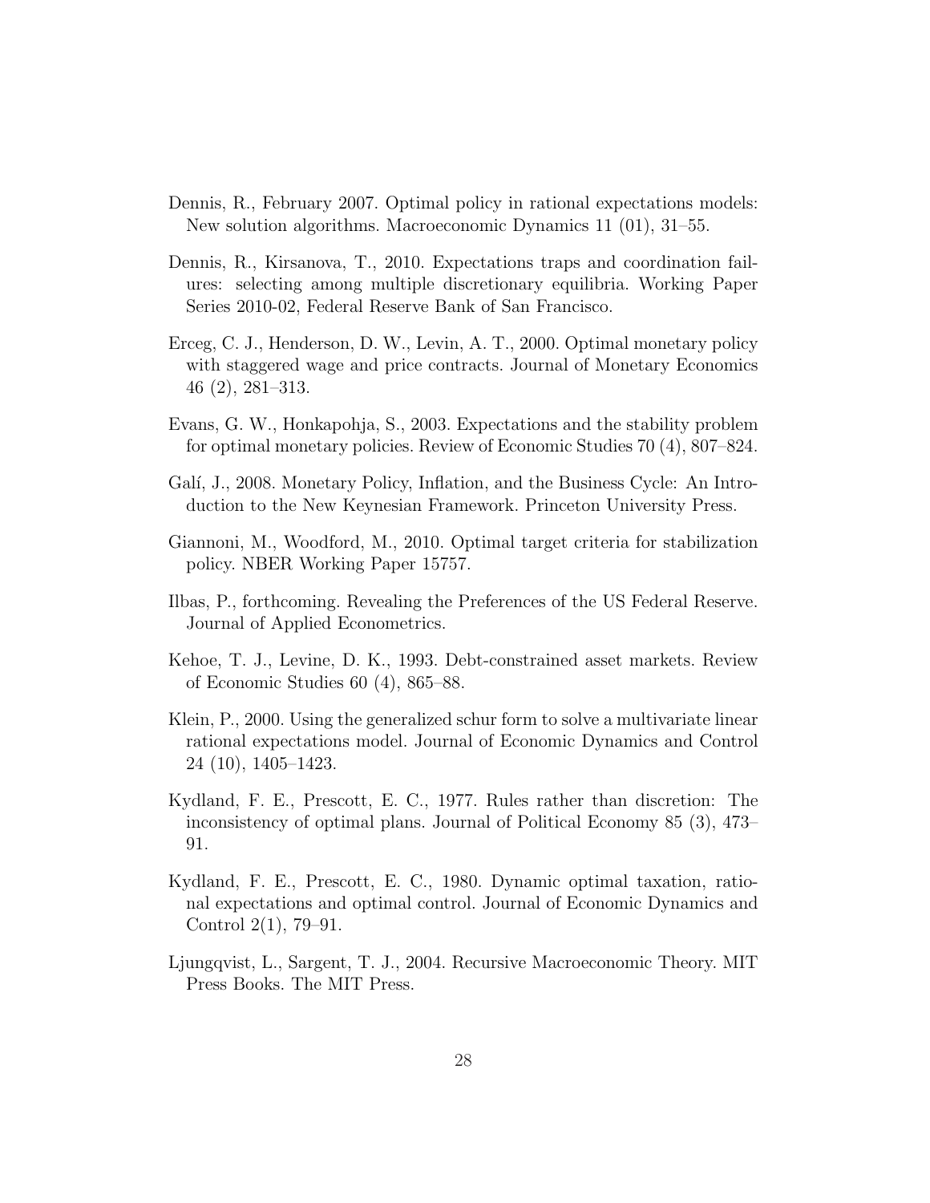Dennis, R., February 2007. Optimal policy in rational expectations models: New solution algorithms. Macroeconomic Dynamics 11 (01), 31–55.

Dennis, R., Kirsanova, T., 2010. Expectations traps and coordination failures: selecting among multiple discretionary equilibria. Working Paper Series 2010-02, Federal Reserve Bank of San Francisco.

Erceg, C. J., Henderson, D. W., Levin, A. T., 2000. Optimal monetary policy with staggered wage and price contracts. Journal of Monetary Economics 46 (2), 281–313.

Evans, G. W., Honkapohja, S., 2003. Expectations and the stability problem for optimal monetary policies. Review of Economic Studies 70 (4), 807–824.

Galí, J., 2008. Monetary Policy, Inflation, and the Business Cycle: An Introduction to the New Keynesian Framework. Princeton University Press.

Giannoni, M., Woodford, M., 2010. Optimal target criteria for stabilization policy. NBER Working Paper 15757.

Ilbas, P., forthcoming. Revealing the Preferences of the US Federal Reserve. Journal of Applied Econometrics.

Kehoe, T. J., Levine, D. K., 1993. Debt-constrained asset markets. Review of Economic Studies 60 (4), 865–88.

Klein, P., 2000. Using the generalized schur form to solve a multivariate linear rational expectations model. Journal of Economic Dynamics and Control 24 (10), 1405–1423.

Kydland, F. E., Prescott, E. C., 1977. Rules rather than discretion: The inconsistency of optimal plans. Journal of Political Economy 85 (3), 473–91.

Kydland, F. E., Prescott, E. C., 1980. Dynamic optimal taxation, rational expectations and optimal control. Journal of Economic Dynamics and Control 2(1), 79–91.

Ljungqvist, L., Sargent, T. J., 2004. Recursive Macroeconomic Theory. MIT Press Books. The MIT Press.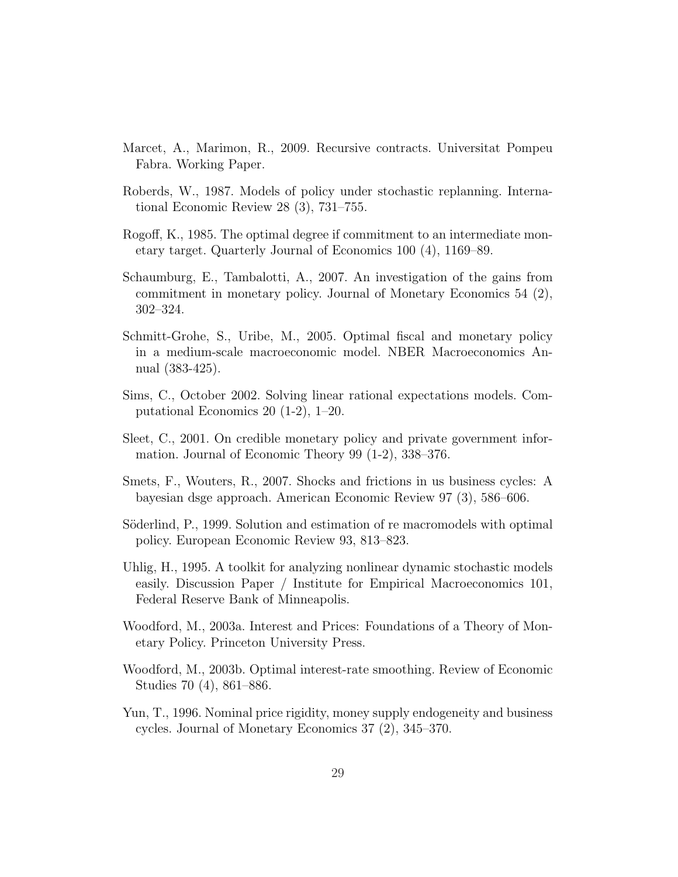Marcet, A., Marimon, R., 2009. Recursive contracts. Universitat Pompeu Fabra. Working Paper.

Roberds, W., 1987. Models of policy under stochastic replanning. International Economic Review 28 (3), 731–755.

Rogoff, K., 1985. The optimal degree if commitment to an intermediate monetary target. Quarterly Journal of Economics 100 (4), 1169–89.

Schaumburg, E., Tambalotti, A., 2007. An investigation of the gains from commitment in monetary policy. Journal of Monetary Economics 54 (2), 302–324.

Schmitt-Grohe, S., Uribe, M., 2005. Optimal fiscal and monetary policy in a medium-scale macroeconomic model. NBER Macroeconomics Annual (383-425).

Sims, C., October 2002. Solving linear rational expectations models. Computational Economics 20 (1-2), 1–20.

Sleet, C., 2001. On credible monetary policy and private government information. Journal of Economic Theory 99 (1-2), 338–376.

Smets, F., Wouters, R., 2007. Shocks and frictions in us business cycles: A bayesian dsge approach. American Economic Review 97 (3), 586–606.

Söderlind, P., 1999. Solution and estimation of re macromodels with optimal policy. European Economic Review 93, 813–823.

Uhlig, H., 1995. A toolkit for analyzing nonlinear dynamic stochastic models easily. Discussion Paper / Institute for Empirical Macroeconomics 101, Federal Reserve Bank of Minneapolis.

Woodford, M., 2003a. Interest and Prices: Foundations of a Theory of Monetary Policy. Princeton University Press.

Woodford, M., 2003b. Optimal interest-rate smoothing. Review of Economic Studies 70 (4), 861–886.

Yun, T., 1996. Nominal price rigidity, money supply endogeneity and business cycles. Journal of Monetary Economics 37 (2), 345–370.